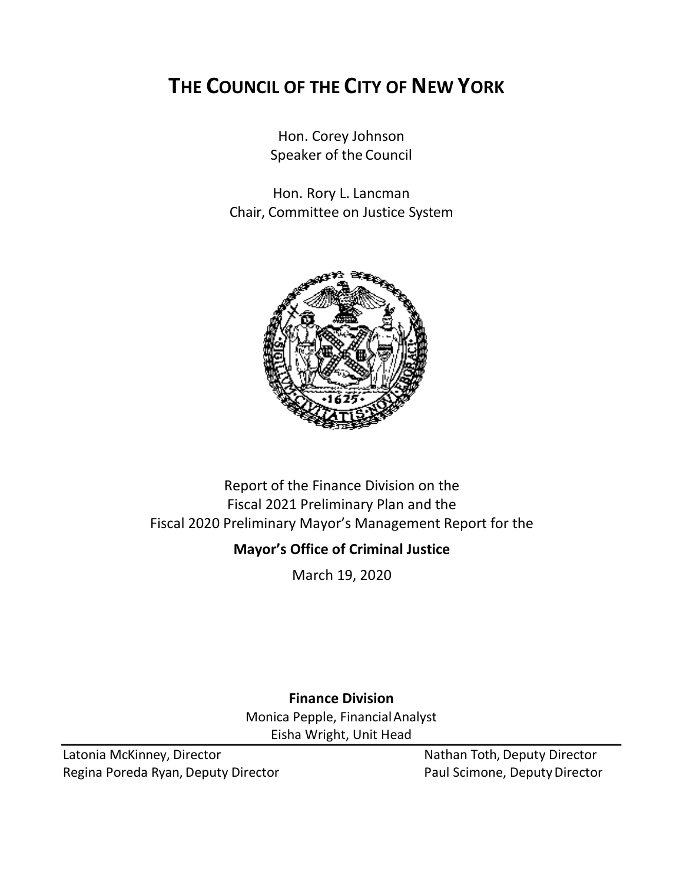# THE COUNCIL OF THE CITY OF NEW YORK

Hon. Corey Johnson
Speaker of the Council

Hon. Rory L. Lancman
Chair, Committee on Justice System

Report of the Finance Division on the
Fiscal 2021 Preliminary Plan and the
Fiscal 2020 Preliminary Mayor's Management Report for the

**Mayor's Office of Criminal Justice**

March 19, 2020

**Finance Division**

Monica Pepple, Financial Analyst
Eisha Wright, Unit Head

Latonia McKinney, Director
Regina Poreda Ryan, Deputy Director
Nathan Toth, Deputy Director
Paul Scimone, Deputy Director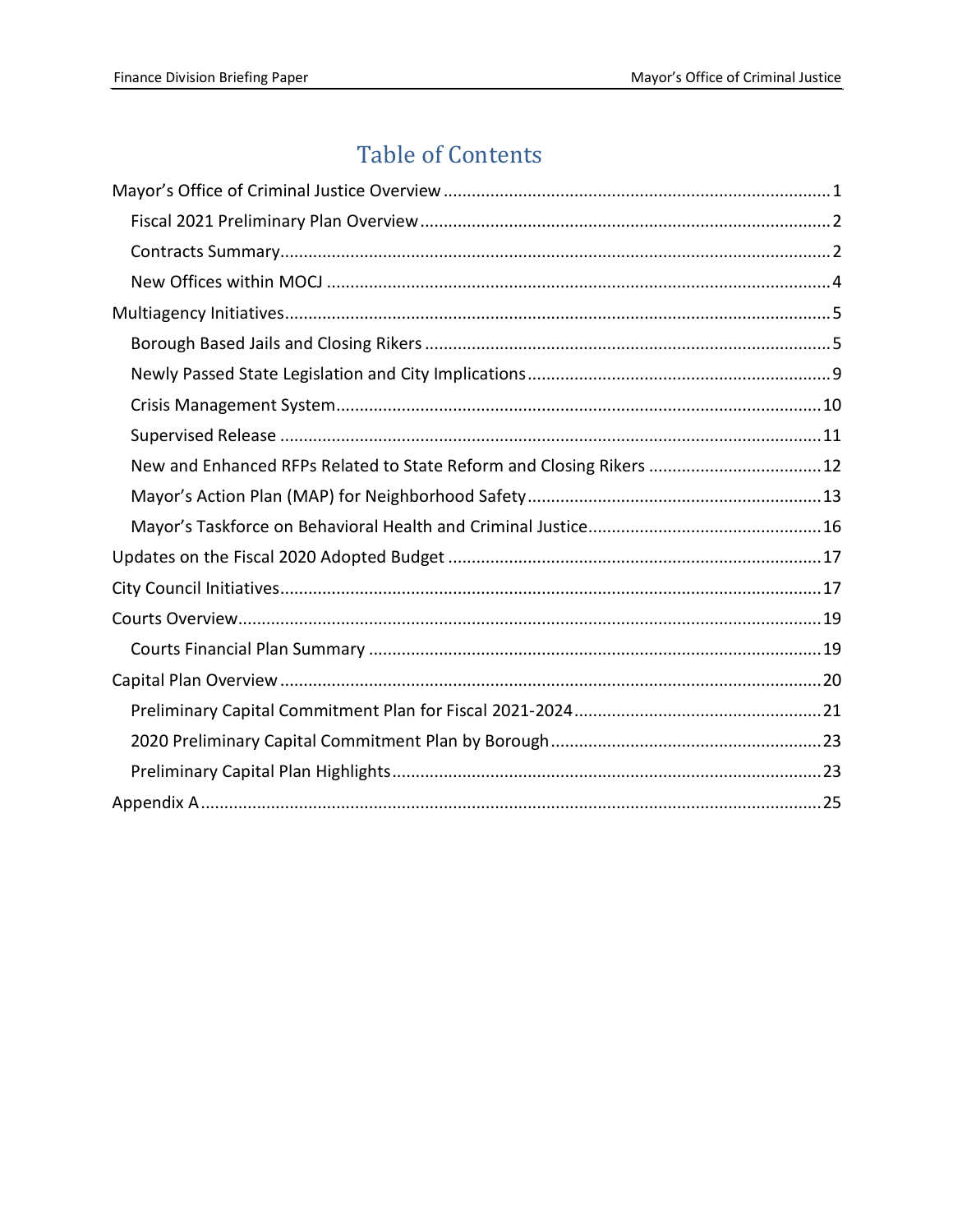# Table of Contents

- Mayor's Office of Criminal Justice Overview ........ 1
  - Fiscal 2021 Preliminary Plan Overview ........ 2
  - Contracts Summary ........ 2
  - New Offices within MOCJ ........ 4
- Multiagency Initiatives ........ 5
  - Borough Based Jails and Closing Rikers ........ 5
  - Newly Passed State Legislation and City Implications ........ 9
  - Crisis Management System ........ 10
  - Supervised Release ........ 11
  - New and Enhanced RFPs Related to State Reform and Closing Rikers ........ 12
  - Mayor's Action Plan (MAP) for Neighborhood Safety ........ 13
  - Mayor's Taskforce on Behavioral Health and Criminal Justice ........ 16
- Updates on the Fiscal 2020 Adopted Budget ........ 17
- City Council Initiatives ........ 17
- Courts Overview ........ 19
  - Courts Financial Plan Summary ........ 19
- Capital Plan Overview ........ 20
  - Preliminary Capital Commitment Plan for Fiscal 2021-2024 ........ 21
  - 2020 Preliminary Capital Commitment Plan by Borough ........ 23
  - Preliminary Capital Plan Highlights ........ 23
- Appendix A ........ 25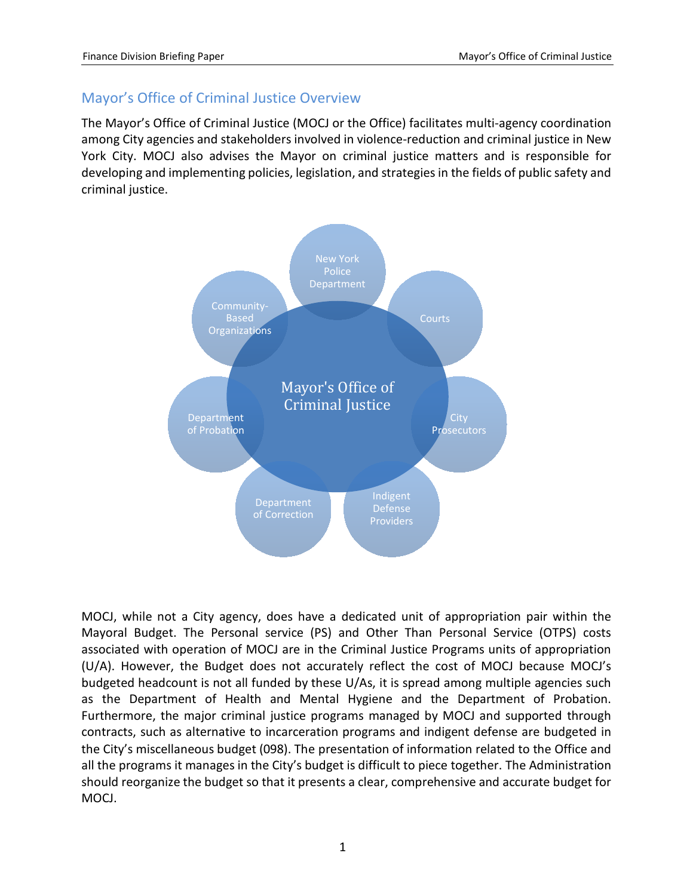## Mayor's Office of Criminal Justice Overview

The Mayor's Office of Criminal Justice (MOCJ or the Office) facilitates multi-agency coordination among City agencies and stakeholders involved in violence-reduction and criminal justice in New York City. MOCJ also advises the Mayor on criminal justice matters and is responsible for developing and implementing policies, legislation, and strategies in the fields of public safety and criminal justice.

Mayor's Office of Criminal Justice

- New York Police Department
- Courts
- City Prosecutors
- Indigent Defense Providers
- Department of Correction
- Department of Probation
- Community-Based Organizations

MOCJ, while not a City agency, does have a dedicated unit of appropriation pair within the Mayoral Budget. The Personal service (PS) and Other Than Personal Service (OTPS) costs associated with operation of MOCJ are in the Criminal Justice Programs units of appropriation (U/A). However, the Budget does not accurately reflect the cost of MOCJ because MOCJ's budgeted headcount is not all funded by these U/As, it is spread among multiple agencies such as the Department of Health and Mental Hygiene and the Department of Probation. Furthermore, the major criminal justice programs managed by MOCJ and supported through contracts, such as alternative to incarceration programs and indigent defense are budgeted in the City's miscellaneous budget (098). The presentation of information related to the Office and all the programs it manages in the City's budget is difficult to piece together. The Administration should reorganize the budget so that it presents a clear, comprehensive and accurate budget for MOCJ.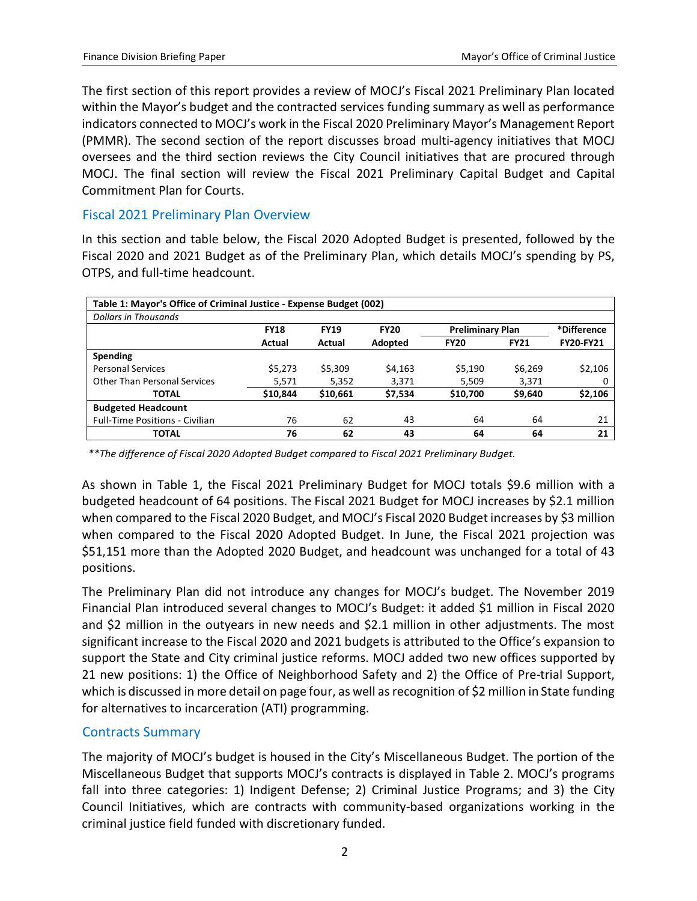The first section of this report provides a review of MOCJ's Fiscal 2021 Preliminary Plan located within the Mayor's budget and the contracted services funding summary as well as performance indicators connected to MOCJ's work in the Fiscal 2020 Preliminary Mayor's Management Report (PMMR). The second section of the report discusses broad multi-agency initiatives that MOCJ oversees and the third section reviews the City Council initiatives that are procured through MOCJ. The final section will review the Fiscal 2021 Preliminary Capital Budget and Capital Commitment Plan for Courts.

## Fiscal 2021 Preliminary Plan Overview

In this section and table below, the Fiscal 2020 Adopted Budget is presented, followed by the Fiscal 2020 and 2021 Budget as of the Preliminary Plan, which details MOCJ's spending by PS, OTPS, and full-time headcount.

| Table 1: Mayor's Office of Criminal Justice - Expense Budget (002) | | | | | | |
|---|---|---|---|---|---|---|
| *Dollars in Thousands* | | | | | | |
| | FY18 | FY19 | FY20 | Preliminary Plan | | *Difference |
| | Actual | Actual | Adopted | FY20 | FY21 | FY20-FY21 |
| **Spending** | | | | | | |
| Personal Services | $5,273 | $5,309 | $4,163 | $5,190 | $6,269 | $2,106 |
| Other Than Personal Services | 5,571 | 5,352 | 3,371 | 5,509 | 3,371 | 0 |
| **TOTAL** | **$10,844** | **$10,661** | **$7,534** | **$10,700** | **$9,640** | **$2,106** |
| **Budgeted Headcount** | | | | | | |
| Full-Time Positions - Civilian | 76 | 62 | 43 | 64 | 64 | 21 |
| **TOTAL** | **76** | **62** | **43** | **64** | **64** | **21** |

*\*\*The difference of Fiscal 2020 Adopted Budget compared to Fiscal 2021 Preliminary Budget.*

As shown in Table 1, the Fiscal 2021 Preliminary Budget for MOCJ totals $9.6 million with a budgeted headcount of 64 positions. The Fiscal 2021 Budget for MOCJ increases by $2.1 million when compared to the Fiscal 2020 Budget, and MOCJ's Fiscal 2020 Budget increases by $3 million when compared to the Fiscal 2020 Adopted Budget. In June, the Fiscal 2021 projection was $51,151 more than the Adopted 2020 Budget, and headcount was unchanged for a total of 43 positions.

The Preliminary Plan did not introduce any changes for MOCJ's budget. The November 2019 Financial Plan introduced several changes to MOCJ's Budget: it added $1 million in Fiscal 2020 and $2 million in the outyears in new needs and $2.1 million in other adjustments. The most significant increase to the Fiscal 2020 and 2021 budgets is attributed to the Office's expansion to support the State and City criminal justice reforms. MOCJ added two new offices supported by 21 new positions: 1) the Office of Neighborhood Safety and 2) the Office of Pre-trial Support, which is discussed in more detail on page four, as well as recognition of $2 million in State funding for alternatives to incarceration (ATI) programming.

## Contracts Summary

The majority of MOCJ's budget is housed in the City's Miscellaneous Budget. The portion of the Miscellaneous Budget that supports MOCJ's contracts is displayed in Table 2. MOCJ's programs fall into three categories: 1) Indigent Defense; 2) Criminal Justice Programs; and 3) the City Council Initiatives, which are contracts with community-based organizations working in the criminal justice field funded with discretionary funded.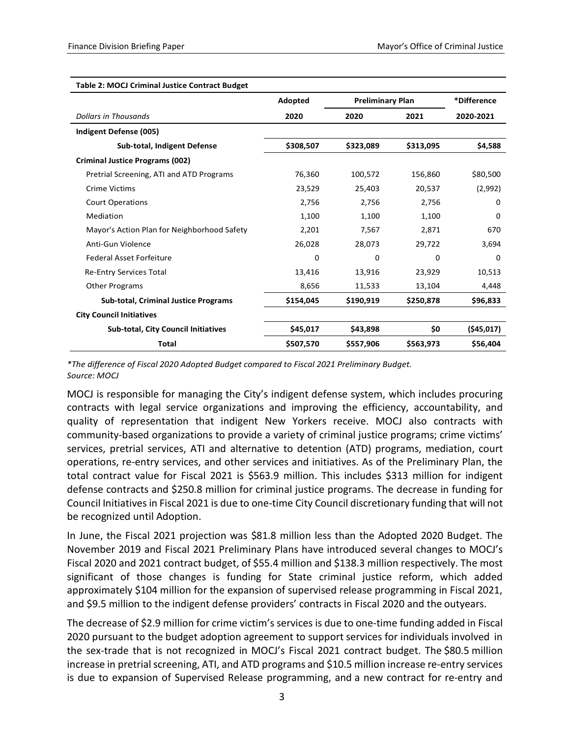**Table 2: MOCJ Criminal Justice Contract Budget**

| | Adopted | Preliminary Plan | | *Difference |
|---|---|---|---|---|
| *Dollars in Thousands* | 2020 | 2020 | 2021 | 2020-2021 |
| **Indigent Defense (005)** | | | | |
| **Sub-total, Indigent Defense** | **$308,507** | **$323,089** | **$313,095** | **$4,588** |
| **Criminal Justice Programs (002)** | | | | |
| Pretrial Screening, ATI and ATD Programs | 76,360 | 100,572 | 156,860 | $80,500 |
| Crime Victims | 23,529 | 25,403 | 20,537 | (2,992) |
| Court Operations | 2,756 | 2,756 | 2,756 | 0 |
| Mediation | 1,100 | 1,100 | 1,100 | 0 |
| Mayor's Action Plan for Neighborhood Safety | 2,201 | 7,567 | 2,871 | 670 |
| Anti-Gun Violence | 26,028 | 28,073 | 29,722 | 3,694 |
| Federal Asset Forfeiture | 0 | 0 | 0 | 0 |
| Re-Entry Services Total | 13,416 | 13,916 | 23,929 | 10,513 |
| Other Programs | 8,656 | 11,533 | 13,104 | 4,448 |
| **Sub-total, Criminal Justice Programs** | **$154,045** | **$190,919** | **$250,878** | **$96,833** |
| **City Council Initiatives** | | | | |
| **Sub-total, City Council Initiatives** | **$45,017** | **$43,898** | **$0** | **($45,017)** |
| **Total** | **$507,570** | **$557,906** | **$563,973** | **$56,404** |

*\*The difference of Fiscal 2020 Adopted Budget compared to Fiscal 2021 Preliminary Budget.*
*Source: MOCJ*

MOCJ is responsible for managing the City's indigent defense system, which includes procuring contracts with legal service organizations and improving the efficiency, accountability, and quality of representation that indigent New Yorkers receive. MOCJ also contracts with community-based organizations to provide a variety of criminal justice programs; crime victims' services, pretrial services, ATI and alternative to detention (ATD) programs, mediation, court operations, re-entry services, and other services and initiatives. As of the Preliminary Plan, the total contract value for Fiscal 2021 is $563.9 million. This includes $313 million for indigent defense contracts and $250.8 million for criminal justice programs. The decrease in funding for Council Initiatives in Fiscal 2021 is due to one-time City Council discretionary funding that will not be recognized until Adoption.

In June, the Fiscal 2021 projection was $81.8 million less than the Adopted 2020 Budget. The November 2019 and Fiscal 2021 Preliminary Plans have introduced several changes to MOCJ's Fiscal 2020 and 2021 contract budget, of $55.4 million and $138.3 million respectively. The most significant of those changes is funding for State criminal justice reform, which added approximately $104 million for the expansion of supervised release programming in Fiscal 2021, and $9.5 million to the indigent defense providers' contracts in Fiscal 2020 and the outyears.

The decrease of $2.9 million for crime victim's services is due to one-time funding added in Fiscal 2020 pursuant to the budget adoption agreement to support services for individuals involved in the sex-trade that is not recognized in MOCJ's Fiscal 2021 contract budget. The $80.5 million increase in pretrial screening, ATI, and ATD programs and $10.5 million increase re-entry services is due to expansion of Supervised Release programming, and a new contract for re-entry and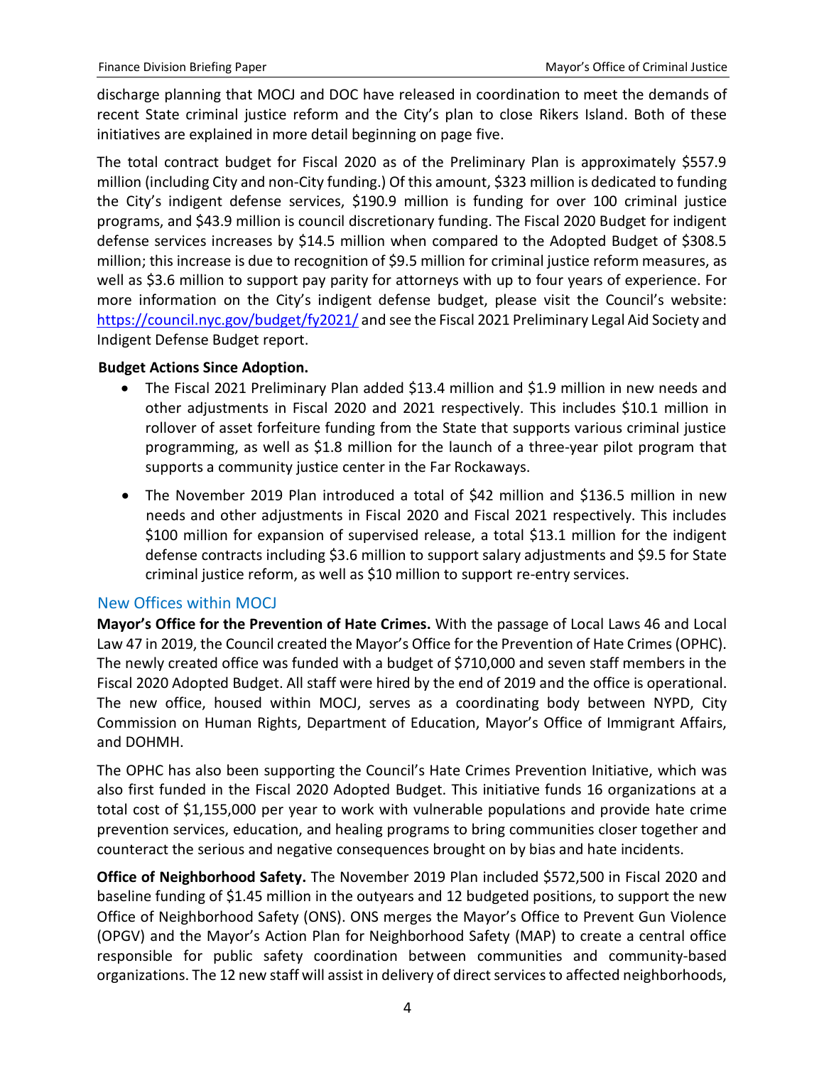discharge planning that MOCJ and DOC have released in coordination to meet the demands of recent State criminal justice reform and the City's plan to close Rikers Island. Both of these initiatives are explained in more detail beginning on page five.

The total contract budget for Fiscal 2020 as of the Preliminary Plan is approximately $557.9 million (including City and non-City funding.) Of this amount, $323 million is dedicated to funding the City's indigent defense services, $190.9 million is funding for over 100 criminal justice programs, and $43.9 million is council discretionary funding. The Fiscal 2020 Budget for indigent defense services increases by $14.5 million when compared to the Adopted Budget of $308.5 million; this increase is due to recognition of $9.5 million for criminal justice reform measures, as well as $3.6 million to support pay parity for attorneys with up to four years of experience. For more information on the City's indigent defense budget, please visit the Council's website: https://council.nyc.gov/budget/fy2021/ and see the Fiscal 2021 Preliminary Legal Aid Society and Indigent Defense Budget report.

**Budget Actions Since Adoption.**

- The Fiscal 2021 Preliminary Plan added $13.4 million and $1.9 million in new needs and other adjustments in Fiscal 2020 and 2021 respectively. This includes $10.1 million in rollover of asset forfeiture funding from the State that supports various criminal justice programming, as well as $1.8 million for the launch of a three-year pilot program that supports a community justice center in the Far Rockaways.
- The November 2019 Plan introduced a total of $42 million and $136.5 million in new needs and other adjustments in Fiscal 2020 and Fiscal 2021 respectively. This includes $100 million for expansion of supervised release, a total $13.1 million for the indigent defense contracts including $3.6 million to support salary adjustments and $9.5 for State criminal justice reform, as well as $10 million to support re-entry services.

## New Offices within MOCJ

**Mayor's Office for the Prevention of Hate Crimes.** With the passage of Local Laws 46 and Local Law 47 in 2019, the Council created the Mayor's Office for the Prevention of Hate Crimes (OPHC). The newly created office was funded with a budget of $710,000 and seven staff members in the Fiscal 2020 Adopted Budget. All staff were hired by the end of 2019 and the office is operational. The new office, housed within MOCJ, serves as a coordinating body between NYPD, City Commission on Human Rights, Department of Education, Mayor's Office of Immigrant Affairs, and DOHMH.

The OPHC has also been supporting the Council's Hate Crimes Prevention Initiative, which was also first funded in the Fiscal 2020 Adopted Budget. This initiative funds 16 organizations at a total cost of $1,155,000 per year to work with vulnerable populations and provide hate crime prevention services, education, and healing programs to bring communities closer together and counteract the serious and negative consequences brought on by bias and hate incidents.

**Office of Neighborhood Safety.** The November 2019 Plan included $572,500 in Fiscal 2020 and baseline funding of $1.45 million in the outyears and 12 budgeted positions, to support the new Office of Neighborhood Safety (ONS). ONS merges the Mayor's Office to Prevent Gun Violence (OPGV) and the Mayor's Action Plan for Neighborhood Safety (MAP) to create a central office responsible for public safety coordination between communities and community-based organizations. The 12 new staff will assist in delivery of direct services to affected neighborhoods,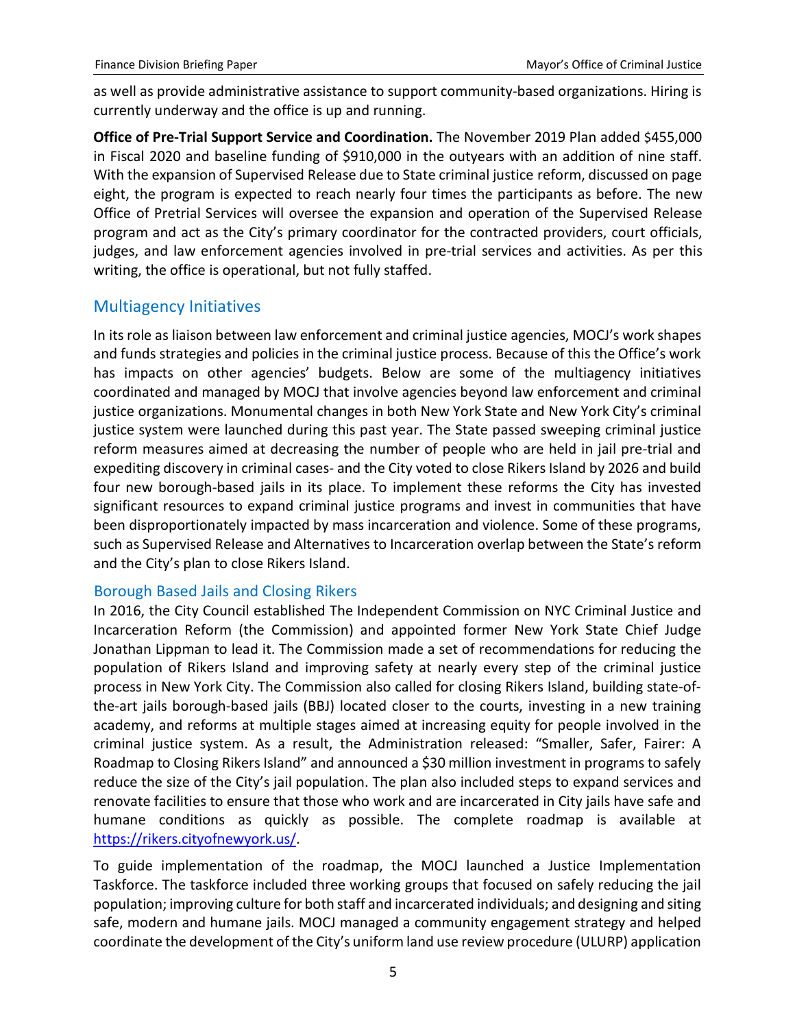as well as provide administrative assistance to support community-based organizations. Hiring is currently underway and the office is up and running.

**Office of Pre-Trial Support Service and Coordination.** The November 2019 Plan added $455,000 in Fiscal 2020 and baseline funding of $910,000 in the outyears with an addition of nine staff. With the expansion of Supervised Release due to State criminal justice reform, discussed on page eight, the program is expected to reach nearly four times the participants as before. The new Office of Pretrial Services will oversee the expansion and operation of the Supervised Release program and act as the City's primary coordinator for the contracted providers, court officials, judges, and law enforcement agencies involved in pre-trial services and activities. As per this writing, the office is operational, but not fully staffed.

## Multiagency Initiatives

In its role as liaison between law enforcement and criminal justice agencies, MOCJ's work shapes and funds strategies and policies in the criminal justice process. Because of this the Office's work has impacts on other agencies' budgets. Below are some of the multiagency initiatives coordinated and managed by MOCJ that involve agencies beyond law enforcement and criminal justice organizations. Monumental changes in both New York State and New York City's criminal justice system were launched during this past year. The State passed sweeping criminal justice reform measures aimed at decreasing the number of people who are held in jail pre-trial and expediting discovery in criminal cases- and the City voted to close Rikers Island by 2026 and build four new borough-based jails in its place. To implement these reforms the City has invested significant resources to expand criminal justice programs and invest in communities that have been disproportionately impacted by mass incarceration and violence. Some of these programs, such as Supervised Release and Alternatives to Incarceration overlap between the State's reform and the City's plan to close Rikers Island.

### Borough Based Jails and Closing Rikers

In 2016, the City Council established The Independent Commission on NYC Criminal Justice and Incarceration Reform (the Commission) and appointed former New York State Chief Judge Jonathan Lippman to lead it. The Commission made a set of recommendations for reducing the population of Rikers Island and improving safety at nearly every step of the criminal justice process in New York City. The Commission also called for closing Rikers Island, building state-of-the-art jails borough-based jails (BBJ) located closer to the courts, investing in a new training academy, and reforms at multiple stages aimed at increasing equity for people involved in the criminal justice system. As a result, the Administration released: "Smaller, Safer, Fairer: A Roadmap to Closing Rikers Island" and announced a $30 million investment in programs to safely reduce the size of the City's jail population. The plan also included steps to expand services and renovate facilities to ensure that those who work and are incarcerated in City jails have safe and humane conditions as quickly as possible. The complete roadmap is available at https://rikers.cityofnewyork.us/.

To guide implementation of the roadmap, the MOCJ launched a Justice Implementation Taskforce. The taskforce included three working groups that focused on safely reducing the jail population; improving culture for both staff and incarcerated individuals; and designing and siting safe, modern and humane jails. MOCJ managed a community engagement strategy and helped coordinate the development of the City's uniform land use review procedure (ULURP) application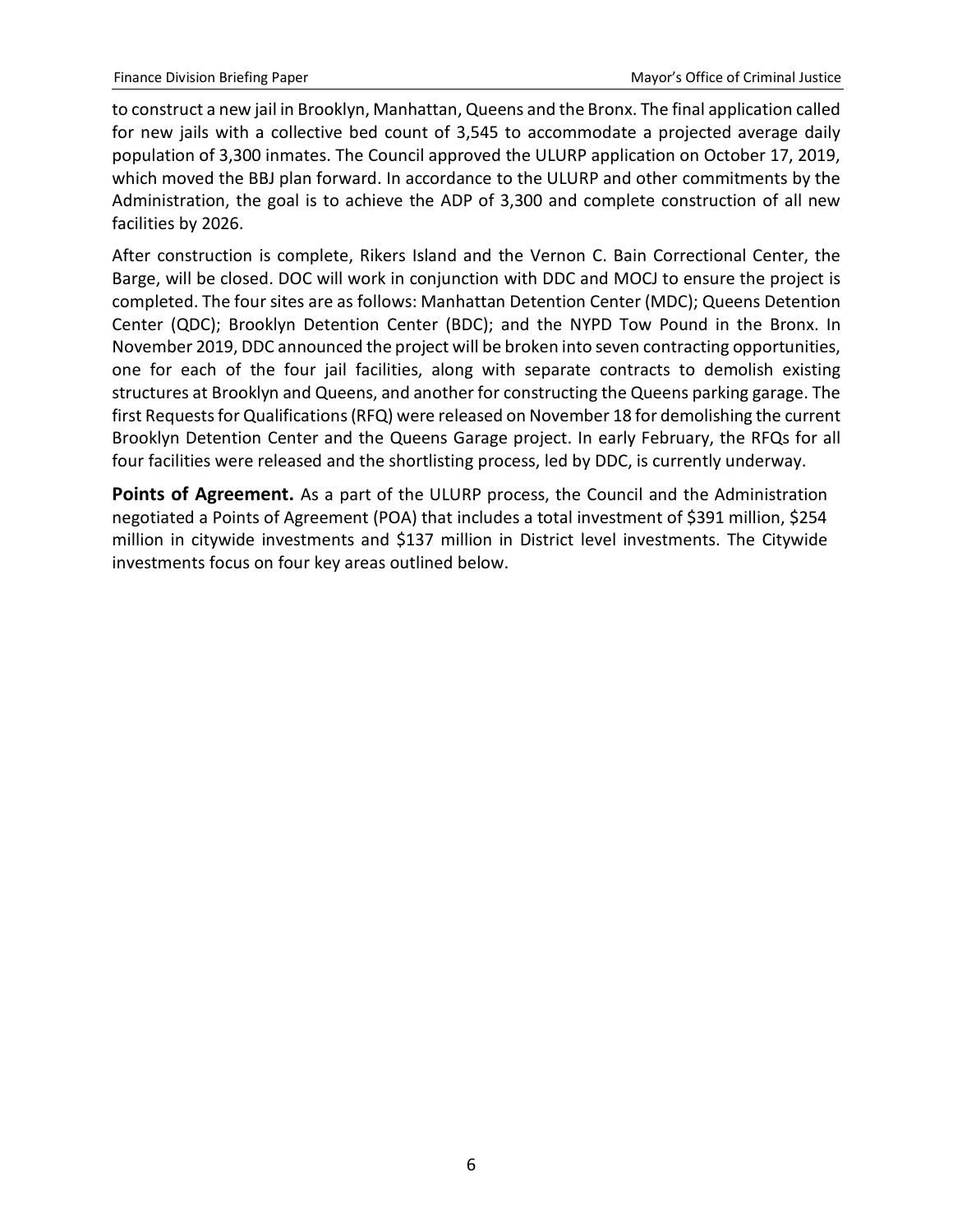to construct a new jail in Brooklyn, Manhattan, Queens and the Bronx. The final application called for new jails with a collective bed count of 3,545 to accommodate a projected average daily population of 3,300 inmates. The Council approved the ULURP application on October 17, 2019, which moved the BBJ plan forward. In accordance to the ULURP and other commitments by the Administration, the goal is to achieve the ADP of 3,300 and complete construction of all new facilities by 2026.

After construction is complete, Rikers Island and the Vernon C. Bain Correctional Center, the Barge, will be closed. DOC will work in conjunction with DDC and MOCJ to ensure the project is completed. The four sites are as follows: Manhattan Detention Center (MDC); Queens Detention Center (QDC); Brooklyn Detention Center (BDC); and the NYPD Tow Pound in the Bronx. In November 2019, DDC announced the project will be broken into seven contracting opportunities, one for each of the four jail facilities, along with separate contracts to demolish existing structures at Brooklyn and Queens, and another for constructing the Queens parking garage. The first Requests for Qualifications (RFQ) were released on November 18 for demolishing the current Brooklyn Detention Center and the Queens Garage project. In early February, the RFQs for all four facilities were released and the shortlisting process, led by DDC, is currently underway.

**Points of Agreement.** As a part of the ULURP process, the Council and the Administration negotiated a Points of Agreement (POA) that includes a total investment of $391 million, $254 million in citywide investments and $137 million in District level investments. The Citywide investments focus on four key areas outlined below.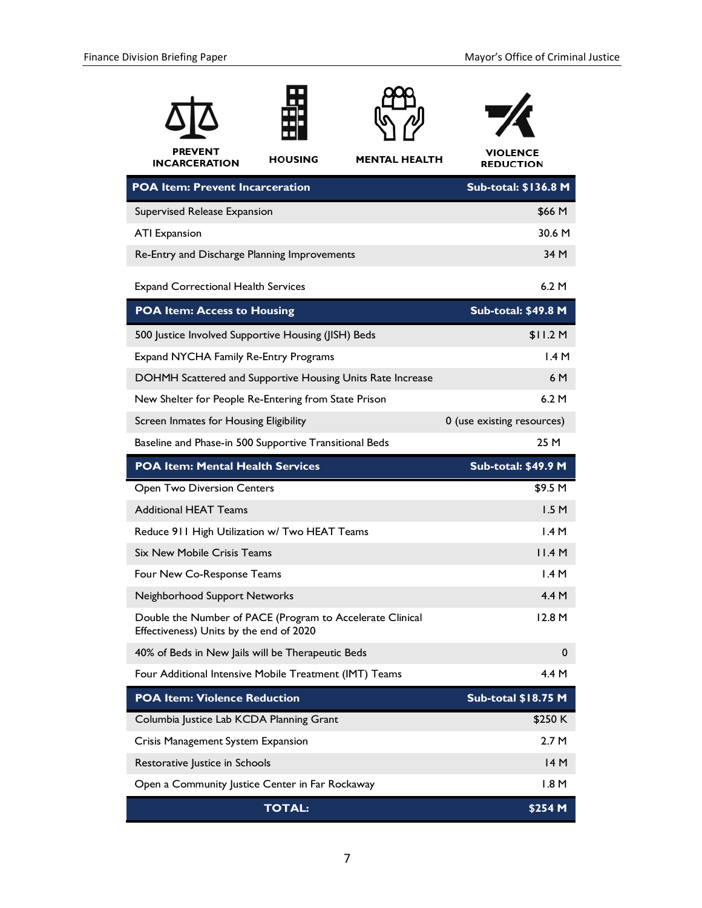PREVENT INCARCERATION | HOUSING | MENTAL HEALTH | VIOLENCE REDUCTION

| POA Item: Prevent Incarceration | Sub-total: $136.8 M |
|---|---|
| Supervised Release Expansion | $66 M |
| ATI Expansion | 30.6 M |
| Re-Entry and Discharge Planning Improvements | 34 M |
| Expand Correctional Health Services | 6.2 M |
| **POA Item: Access to Housing** | **Sub-total: $49.8 M** |
| 500 Justice Involved Supportive Housing (JISH) Beds | $11.2 M |
| Expand NYCHA Family Re-Entry Programs | 1.4 M |
| DOHMH Scattered and Supportive Housing Units Rate Increase | 6 M |
| New Shelter for People Re-Entering from State Prison | 6.2 M |
| Screen Inmates for Housing Eligibility | 0 (use existing resources) |
| Baseline and Phase-in 500 Supportive Transitional Beds | 25 M |
| **POA Item: Mental Health Services** | **Sub-total: $49.9 M** |
| Open Two Diversion Centers | $9.5 M |
| Additional HEAT Teams | 1.5 M |
| Reduce 911 High Utilization w/ Two HEAT Teams | 1.4 M |
| Six New Mobile Crisis Teams | 11.4 M |
| Four New Co-Response Teams | 1.4 M |
| Neighborhood Support Networks | 4.4 M |
| Double the Number of PACE (Program to Accelerate Clinical Effectiveness) Units by the end of 2020 | 12.8 M |
| 40% of Beds in New Jails will be Therapeutic Beds | 0 |
| Four Additional Intensive Mobile Treatment (IMT) Teams | 4.4 M |
| **POA Item: Violence Reduction** | **Sub-total $18.75 M** |
| Columbia Justice Lab KCDA Planning Grant | $250 K |
| Crisis Management System Expansion | 2.7 M |
| Restorative Justice in Schools | 14 M |
| Open a Community Justice Center in Far Rockaway | 1.8 M |
| **TOTAL:** | **$254 M** |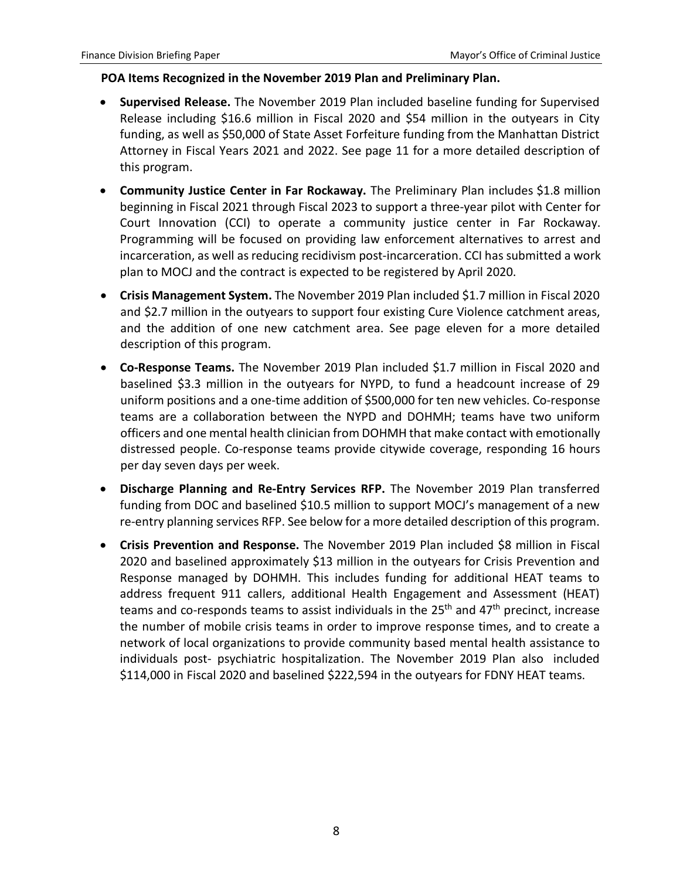**POA Items Recognized in the November 2019 Plan and Preliminary Plan.**

- **Supervised Release.** The November 2019 Plan included baseline funding for Supervised Release including $16.6 million in Fiscal 2020 and $54 million in the outyears in City funding, as well as $50,000 of State Asset Forfeiture funding from the Manhattan District Attorney in Fiscal Years 2021 and 2022. See page 11 for a more detailed description of this program.
- **Community Justice Center in Far Rockaway.** The Preliminary Plan includes $1.8 million beginning in Fiscal 2021 through Fiscal 2023 to support a three-year pilot with Center for Court Innovation (CCI) to operate a community justice center in Far Rockaway. Programming will be focused on providing law enforcement alternatives to arrest and incarceration, as well as reducing recidivism post-incarceration. CCI has submitted a work plan to MOCJ and the contract is expected to be registered by April 2020.
- **Crisis Management System.** The November 2019 Plan included $1.7 million in Fiscal 2020 and $2.7 million in the outyears to support four existing Cure Violence catchment areas, and the addition of one new catchment area. See page eleven for a more detailed description of this program.
- **Co-Response Teams.** The November 2019 Plan included $1.7 million in Fiscal 2020 and baselined $3.3 million in the outyears for NYPD, to fund a headcount increase of 29 uniform positions and a one-time addition of $500,000 for ten new vehicles. Co-response teams are a collaboration between the NYPD and DOHMH; teams have two uniform officers and one mental health clinician from DOHMH that make contact with emotionally distressed people. Co-response teams provide citywide coverage, responding 16 hours per day seven days per week.
- **Discharge Planning and Re-Entry Services RFP.** The November 2019 Plan transferred funding from DOC and baselined $10.5 million to support MOCJ's management of a new re-entry planning services RFP. See below for a more detailed description of this program.
- **Crisis Prevention and Response.** The November 2019 Plan included $8 million in Fiscal 2020 and baselined approximately $13 million in the outyears for Crisis Prevention and Response managed by DOHMH. This includes funding for additional HEAT teams to address frequent 911 callers, additional Health Engagement and Assessment (HEAT) teams and co-responds teams to assist individuals in the 25th and 47th precinct, increase the number of mobile crisis teams in order to improve response times, and to create a network of local organizations to provide community based mental health assistance to individuals post- psychiatric hospitalization. The November 2019 Plan also included $114,000 in Fiscal 2020 and baselined $222,594 in the outyears for FDNY HEAT teams.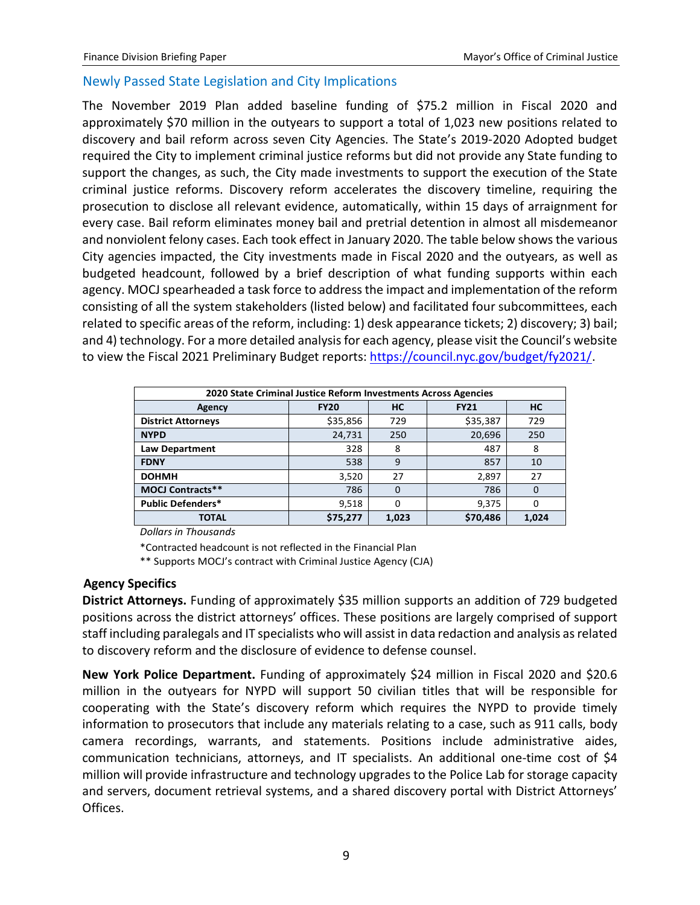## Newly Passed State Legislation and City Implications

The November 2019 Plan added baseline funding of $75.2 million in Fiscal 2020 and approximately $70 million in the outyears to support a total of 1,023 new positions related to discovery and bail reform across seven City Agencies. The State's 2019-2020 Adopted budget required the City to implement criminal justice reforms but did not provide any State funding to support the changes, as such, the City made investments to support the execution of the State criminal justice reforms. Discovery reform accelerates the discovery timeline, requiring the prosecution to disclose all relevant evidence, automatically, within 15 days of arraignment for every case. Bail reform eliminates money bail and pretrial detention in almost all misdemeanor and nonviolent felony cases. Each took effect in January 2020. The table below shows the various City agencies impacted, the City investments made in Fiscal 2020 and the outyears, as well as budgeted headcount, followed by a brief description of what funding supports within each agency. MOCJ spearheaded a task force to address the impact and implementation of the reform consisting of all the system stakeholders (listed below) and facilitated four subcommittees, each related to specific areas of the reform, including: 1) desk appearance tickets; 2) discovery; 3) bail; and 4) technology. For a more detailed analysis for each agency, please visit the Council's website to view the Fiscal 2021 Preliminary Budget reports: https://council.nyc.gov/budget/fy2021/.

| 2020 State Criminal Justice Reform Investments Across Agencies | | | | |
|---|---|---|---|---|
| **Agency** | **FY20** | **HC** | **FY21** | **HC** |
| **District Attorneys** | $35,856 | 729 | $35,387 | 729 |
| **NYPD** | 24,731 | 250 | 20,696 | 250 |
| **Law Department** | 328 | 8 | 487 | 8 |
| **FDNY** | 538 | 9 | 857 | 10 |
| **DOHMH** | 3,520 | 27 | 2,897 | 27 |
| **MOCJ Contracts**** | 786 | 0 | 786 | 0 |
| **Public Defenders*** | 9,518 | 0 | 9,375 | 0 |
| **TOTAL** | **$75,277** | **1,023** | **$70,486** | **1,024** |

*Dollars in Thousands*

*Contracted headcount is not reflected in the Financial Plan

** Supports MOCJ's contract with Criminal Justice Agency (CJA)

### Agency Specifics

**District Attorneys.** Funding of approximately $35 million supports an addition of 729 budgeted positions across the district attorneys' offices. These positions are largely comprised of support staff including paralegals and IT specialists who will assist in data redaction and analysis as related to discovery reform and the disclosure of evidence to defense counsel.

**New York Police Department.** Funding of approximately $24 million in Fiscal 2020 and $20.6 million in the outyears for NYPD will support 50 civilian titles that will be responsible for cooperating with the State's discovery reform which requires the NYPD to provide timely information to prosecutors that include any materials relating to a case, such as 911 calls, body camera recordings, warrants, and statements. Positions include administrative aides, communication technicians, attorneys, and IT specialists. An additional one-time cost of $4 million will provide infrastructure and technology upgrades to the Police Lab for storage capacity and servers, document retrieval systems, and a shared discovery portal with District Attorneys' Offices.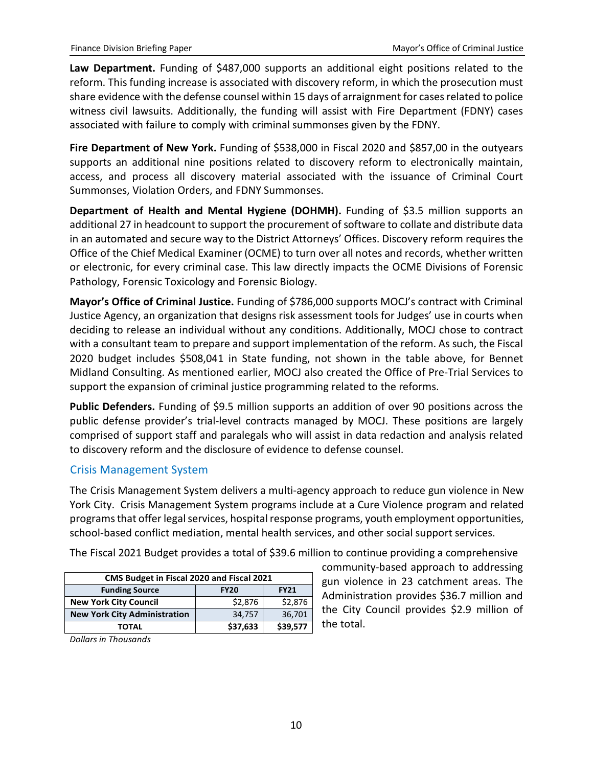**Law Department.** Funding of $487,000 supports an additional eight positions related to the reform. This funding increase is associated with discovery reform, in which the prosecution must share evidence with the defense counsel within 15 days of arraignment for cases related to police witness civil lawsuits. Additionally, the funding will assist with Fire Department (FDNY) cases associated with failure to comply with criminal summonses given by the FDNY.

**Fire Department of New York.** Funding of $538,000 in Fiscal 2020 and $857,00 in the outyears supports an additional nine positions related to discovery reform to electronically maintain, access, and process all discovery material associated with the issuance of Criminal Court Summonses, Violation Orders, and FDNY Summonses.

**Department of Health and Mental Hygiene (DOHMH).** Funding of $3.5 million supports an additional 27 in headcount to support the procurement of software to collate and distribute data in an automated and secure way to the District Attorneys' Offices. Discovery reform requires the Office of the Chief Medical Examiner (OCME) to turn over all notes and records, whether written or electronic, for every criminal case. This law directly impacts the OCME Divisions of Forensic Pathology, Forensic Toxicology and Forensic Biology.

**Mayor's Office of Criminal Justice.** Funding of $786,000 supports MOCJ's contract with Criminal Justice Agency, an organization that designs risk assessment tools for Judges' use in courts when deciding to release an individual without any conditions. Additionally, MOCJ chose to contract with a consultant team to prepare and support implementation of the reform. As such, the Fiscal 2020 budget includes $508,041 in State funding, not shown in the table above, for Bennet Midland Consulting. As mentioned earlier, MOCJ also created the Office of Pre-Trial Services to support the expansion of criminal justice programming related to the reforms.

**Public Defenders.** Funding of $9.5 million supports an addition of over 90 positions across the public defense provider's trial-level contracts managed by MOCJ. These positions are largely comprised of support staff and paralegals who will assist in data redaction and analysis related to discovery reform and the disclosure of evidence to defense counsel.

## Crisis Management System

The Crisis Management System delivers a multi-agency approach to reduce gun violence in New York City. Crisis Management System programs include at a Cure Violence program and related programs that offer legal services, hospital response programs, youth employment opportunities, school-based conflict mediation, mental health services, and other social support services.

The Fiscal 2021 Budget provides a total of $39.6 million to continue providing a comprehensive community-based approach to addressing gun violence in 23 catchment areas. The Administration provides $36.7 million and the City Council provides $2.9 million of the total.

| CMS Budget in Fiscal 2020 and Fiscal 2021 | | |
|---|---|---|
| **Funding Source** | **FY20** | **FY21** |
| **New York City Council** | $2,876 | $2,876 |
| **New York City Administration** | 34,757 | 36,701 |
| **TOTAL** | **$37,633** | **$39,577** |

*Dollars in Thousands*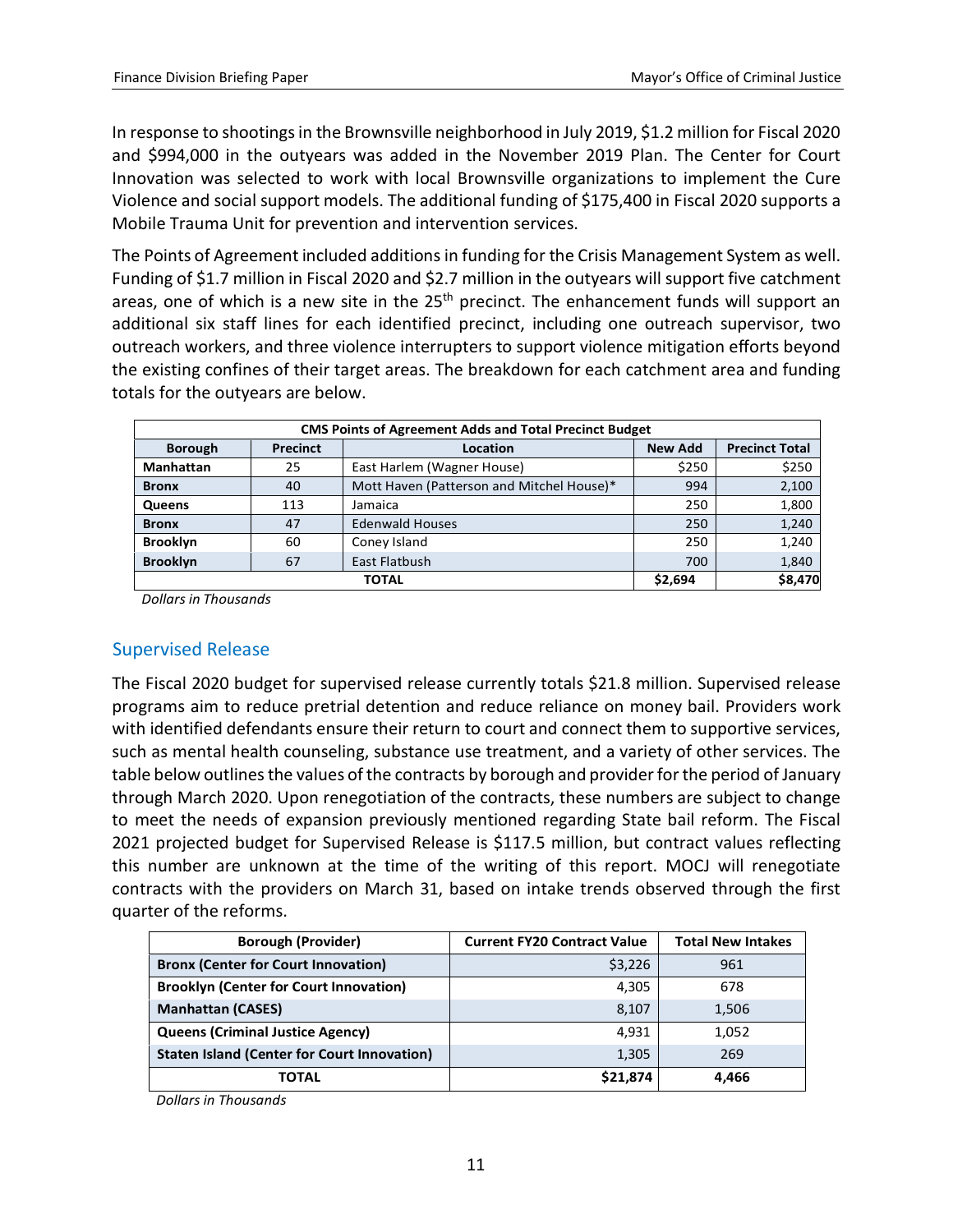In response to shootings in the Brownsville neighborhood in July 2019, $1.2 million for Fiscal 2020 and $994,000 in the outyears was added in the November 2019 Plan. The Center for Court Innovation was selected to work with local Brownsville organizations to implement the Cure Violence and social support models. The additional funding of $175,400 in Fiscal 2020 supports a Mobile Trauma Unit for prevention and intervention services.

The Points of Agreement included additions in funding for the Crisis Management System as well. Funding of $1.7 million in Fiscal 2020 and $2.7 million in the outyears will support five catchment areas, one of which is a new site in the 25th precinct. The enhancement funds will support an additional six staff lines for each identified precinct, including one outreach supervisor, two outreach workers, and three violence interrupters to support violence mitigation efforts beyond the existing confines of their target areas. The breakdown for each catchment area and funding totals for the outyears are below.

| CMS Points of Agreement Adds and Total Precinct Budget | | | | |
|---|---|---|---|---|
| **Borough** | **Precinct** | **Location** | **New Add** | **Precinct Total** |
| **Manhattan** | 25 | East Harlem (Wagner House) | $250 | $250 |
| **Bronx** | 40 | Mott Haven (Patterson and Mitchel House)* | 994 | 2,100 |
| **Queens** | 113 | Jamaica | 250 | 1,800 |
| **Bronx** | 47 | Edenwald Houses | 250 | 1,240 |
| **Brooklyn** | 60 | Coney Island | 250 | 1,240 |
| **Brooklyn** | 67 | East Flatbush | 700 | 1,840 |
| **TOTAL** | | | **$2,694** | **$8,470** |

*Dollars in Thousands*

## Supervised Release

The Fiscal 2020 budget for supervised release currently totals $21.8 million. Supervised release programs aim to reduce pretrial detention and reduce reliance on money bail. Providers work with identified defendants ensure their return to court and connect them to supportive services, such as mental health counseling, substance use treatment, and a variety of other services. The table below outlines the values of the contracts by borough and provider for the period of January through March 2020. Upon renegotiation of the contracts, these numbers are subject to change to meet the needs of expansion previously mentioned regarding State bail reform. The Fiscal 2021 projected budget for Supervised Release is $117.5 million, but contract values reflecting this number are unknown at the time of the writing of this report. MOCJ will renegotiate contracts with the providers on March 31, based on intake trends observed through the first quarter of the reforms.

| Borough (Provider) | Current FY20 Contract Value | Total New Intakes |
|---|---|---|
| **Bronx (Center for Court Innovation)** | $3,226 | 961 |
| **Brooklyn (Center for Court Innovation)** | 4,305 | 678 |
| **Manhattan (CASES)** | 8,107 | 1,506 |
| **Queens (Criminal Justice Agency)** | 4,931 | 1,052 |
| **Staten Island (Center for Court Innovation)** | 1,305 | 269 |
| **TOTAL** | **$21,874** | **4,466** |

*Dollars in Thousands*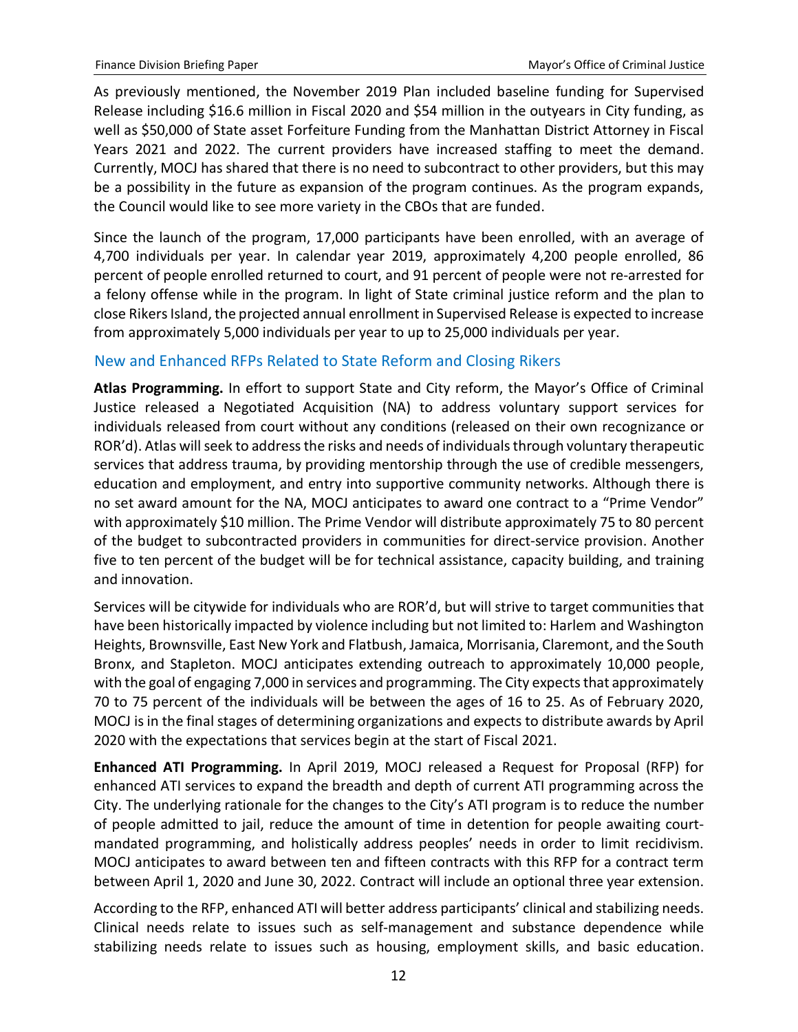As previously mentioned, the November 2019 Plan included baseline funding for Supervised Release including $16.6 million in Fiscal 2020 and $54 million in the outyears in City funding, as well as $50,000 of State asset Forfeiture Funding from the Manhattan District Attorney in Fiscal Years 2021 and 2022. The current providers have increased staffing to meet the demand. Currently, MOCJ has shared that there is no need to subcontract to other providers, but this may be a possibility in the future as expansion of the program continues. As the program expands, the Council would like to see more variety in the CBOs that are funded.

Since the launch of the program, 17,000 participants have been enrolled, with an average of 4,700 individuals per year. In calendar year 2019, approximately 4,200 people enrolled, 86 percent of people enrolled returned to court, and 91 percent of people were not re-arrested for a felony offense while in the program. In light of State criminal justice reform and the plan to close Rikers Island, the projected annual enrollment in Supervised Release is expected to increase from approximately 5,000 individuals per year to up to 25,000 individuals per year.

### New and Enhanced RFPs Related to State Reform and Closing Rikers

**Atlas Programming.** In effort to support State and City reform, the Mayor's Office of Criminal Justice released a Negotiated Acquisition (NA) to address voluntary support services for individuals released from court without any conditions (released on their own recognizance or ROR'd). Atlas will seek to address the risks and needs of individuals through voluntary therapeutic services that address trauma, by providing mentorship through the use of credible messengers, education and employment, and entry into supportive community networks. Although there is no set award amount for the NA, MOCJ anticipates to award one contract to a "Prime Vendor" with approximately $10 million. The Prime Vendor will distribute approximately 75 to 80 percent of the budget to subcontracted providers in communities for direct-service provision. Another five to ten percent of the budget will be for technical assistance, capacity building, and training and innovation.

Services will be citywide for individuals who are ROR'd, but will strive to target communities that have been historically impacted by violence including but not limited to: Harlem and Washington Heights, Brownsville, East New York and Flatbush, Jamaica, Morrisania, Claremont, and the South Bronx, and Stapleton. MOCJ anticipates extending outreach to approximately 10,000 people, with the goal of engaging 7,000 in services and programming. The City expects that approximately 70 to 75 percent of the individuals will be between the ages of 16 to 25. As of February 2020, MOCJ is in the final stages of determining organizations and expects to distribute awards by April 2020 with the expectations that services begin at the start of Fiscal 2021.

**Enhanced ATI Programming.** In April 2019, MOCJ released a Request for Proposal (RFP) for enhanced ATI services to expand the breadth and depth of current ATI programming across the City. The underlying rationale for the changes to the City's ATI program is to reduce the number of people admitted to jail, reduce the amount of time in detention for people awaiting court-mandated programming, and holistically address peoples' needs in order to limit recidivism. MOCJ anticipates to award between ten and fifteen contracts with this RFP for a contract term between April 1, 2020 and June 30, 2022. Contract will include an optional three year extension.

According to the RFP, enhanced ATI will better address participants' clinical and stabilizing needs. Clinical needs relate to issues such as self-management and substance dependence while stabilizing needs relate to issues such as housing, employment skills, and basic education.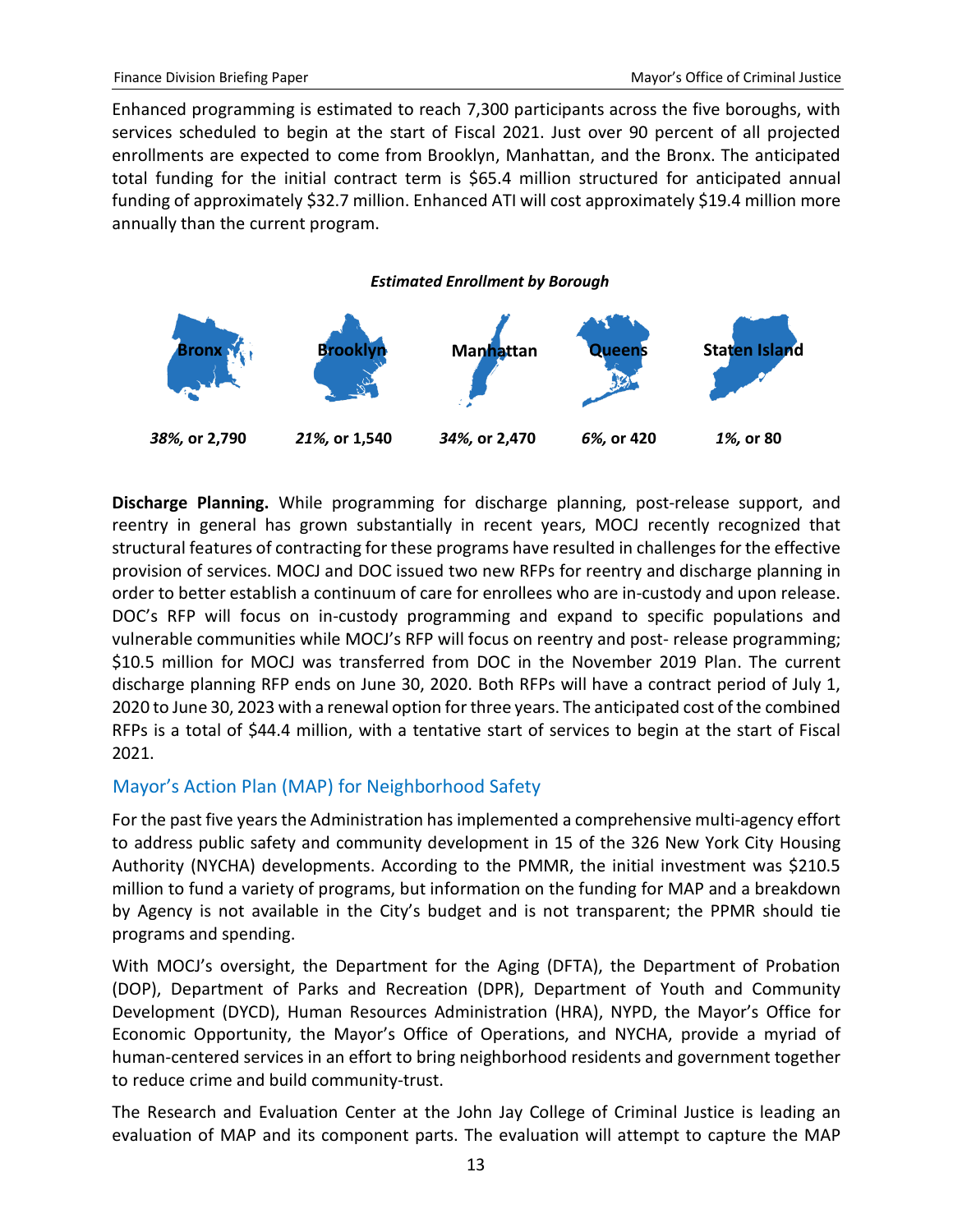Enhanced programming is estimated to reach 7,300 participants across the five boroughs, with services scheduled to begin at the start of Fiscal 2021. Just over 90 percent of all projected enrollments are expected to come from Brooklyn, Manhattan, and the Bronx. The anticipated total funding for the initial contract term is $65.4 million structured for anticipated annual funding of approximately $32.7 million. Enhanced ATI will cost approximately $19.4 million more annually than the current program.

***Estimated Enrollment by Borough***

| Bronx | Brooklyn | Manhattan | Queens | Staten Island |
|---|---|---|---|---|
| ***38%,*** **or 2,790** | ***21%,*** **or 1,540** | ***34%,*** **or 2,470** | ***6%,*** **or 420** | ***1%,*** **or 80** |

**Discharge Planning.** While programming for discharge planning, post-release support, and reentry in general has grown substantially in recent years, MOCJ recently recognized that structural features of contracting for these programs have resulted in challenges for the effective provision of services. MOCJ and DOC issued two new RFPs for reentry and discharge planning in order to better establish a continuum of care for enrollees who are in-custody and upon release. DOC's RFP will focus on in-custody programming and expand to specific populations and vulnerable communities while MOCJ's RFP will focus on reentry and post- release programming; $10.5 million for MOCJ was transferred from DOC in the November 2019 Plan. The current discharge planning RFP ends on June 30, 2020. Both RFPs will have a contract period of July 1, 2020 to June 30, 2023 with a renewal option for three years. The anticipated cost of the combined RFPs is a total of $44.4 million, with a tentative start of services to begin at the start of Fiscal 2021.

## Mayor's Action Plan (MAP) for Neighborhood Safety

For the past five years the Administration has implemented a comprehensive multi-agency effort to address public safety and community development in 15 of the 326 New York City Housing Authority (NYCHA) developments. According to the PMMR, the initial investment was $210.5 million to fund a variety of programs, but information on the funding for MAP and a breakdown by Agency is not available in the City's budget and is not transparent; the PPMR should tie programs and spending.

With MOCJ's oversight, the Department for the Aging (DFTA), the Department of Probation (DOP), Department of Parks and Recreation (DPR), Department of Youth and Community Development (DYCD), Human Resources Administration (HRA), NYPD, the Mayor's Office for Economic Opportunity, the Mayor's Office of Operations, and NYCHA, provide a myriad of human-centered services in an effort to bring neighborhood residents and government together to reduce crime and build community-trust.

The Research and Evaluation Center at the John Jay College of Criminal Justice is leading an evaluation of MAP and its component parts. The evaluation will attempt to capture the MAP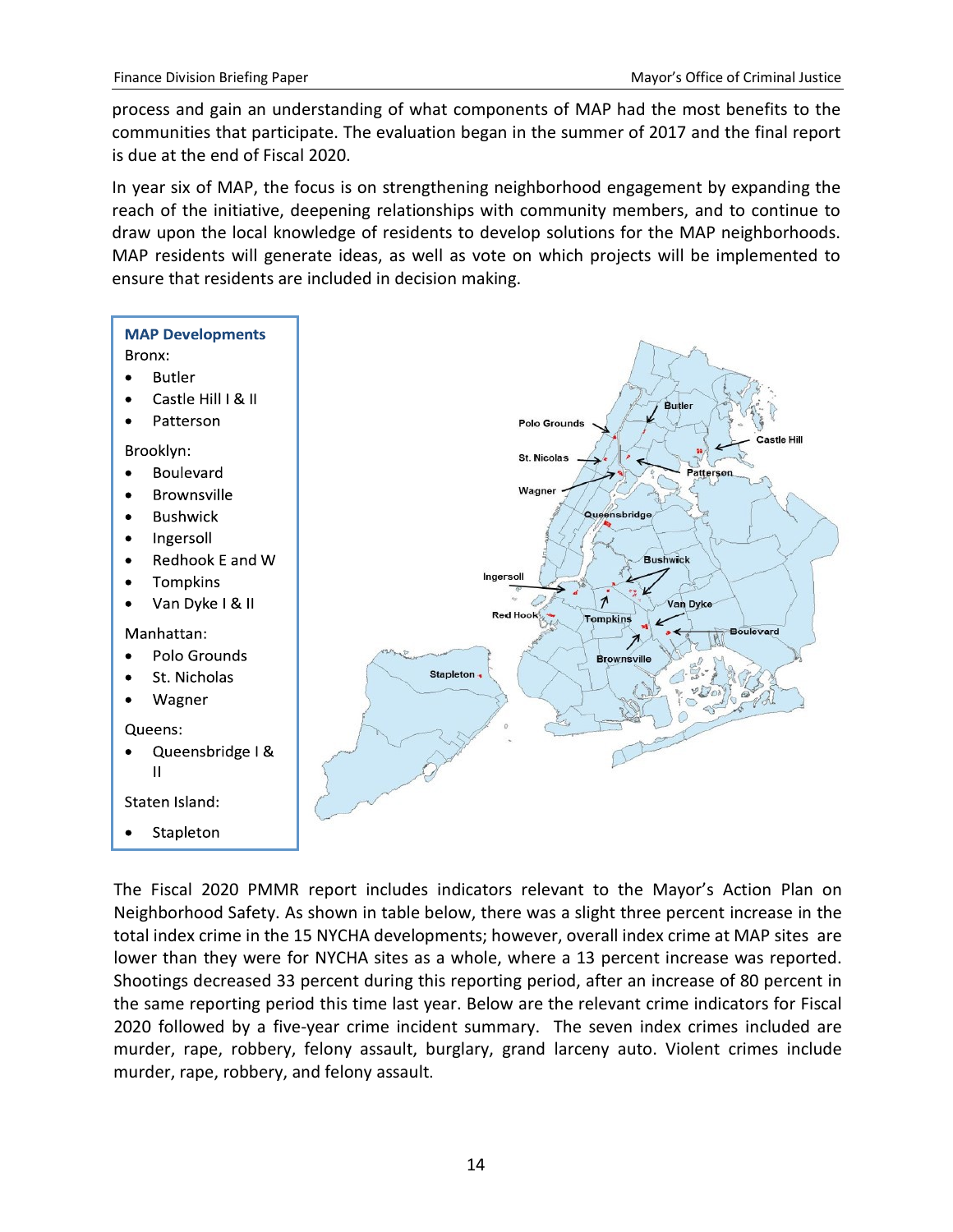process and gain an understanding of what components of MAP had the most benefits to the communities that participate. The evaluation began in the summer of 2017 and the final report is due at the end of Fiscal 2020.

In year six of MAP, the focus is on strengthening neighborhood engagement by expanding the reach of the initiative, deepening relationships with community members, and to continue to draw upon the local knowledge of residents to develop solutions for the MAP neighborhoods. MAP residents will generate ideas, as well as vote on which projects will be implemented to ensure that residents are included in decision making.

**MAP Developments**

Bronx:
- Butler
- Castle Hill I & II
- Patterson

Brooklyn:
- Boulevard
- Brownsville
- Bushwick
- Ingersoll
- Redhook E and W
- Tompkins
- Van Dyke I & II

Manhattan:
- Polo Grounds
- St. Nicholas
- Wagner

Queens:
- Queensbridge I & II

Staten Island:
- Stapleton

The Fiscal 2020 PMMR report includes indicators relevant to the Mayor's Action Plan on Neighborhood Safety. As shown in table below, there was a slight three percent increase in the total index crime in the 15 NYCHA developments; however, overall index crime at MAP sites are lower than they were for NYCHA sites as a whole, where a 13 percent increase was reported. Shootings decreased 33 percent during this reporting period, after an increase of 80 percent in the same reporting period this time last year. Below are the relevant crime indicators for Fiscal 2020 followed by a five-year crime incident summary. The seven index crimes included are murder, rape, robbery, felony assault, burglary, grand larceny auto. Violent crimes include murder, rape, robbery, and felony assault.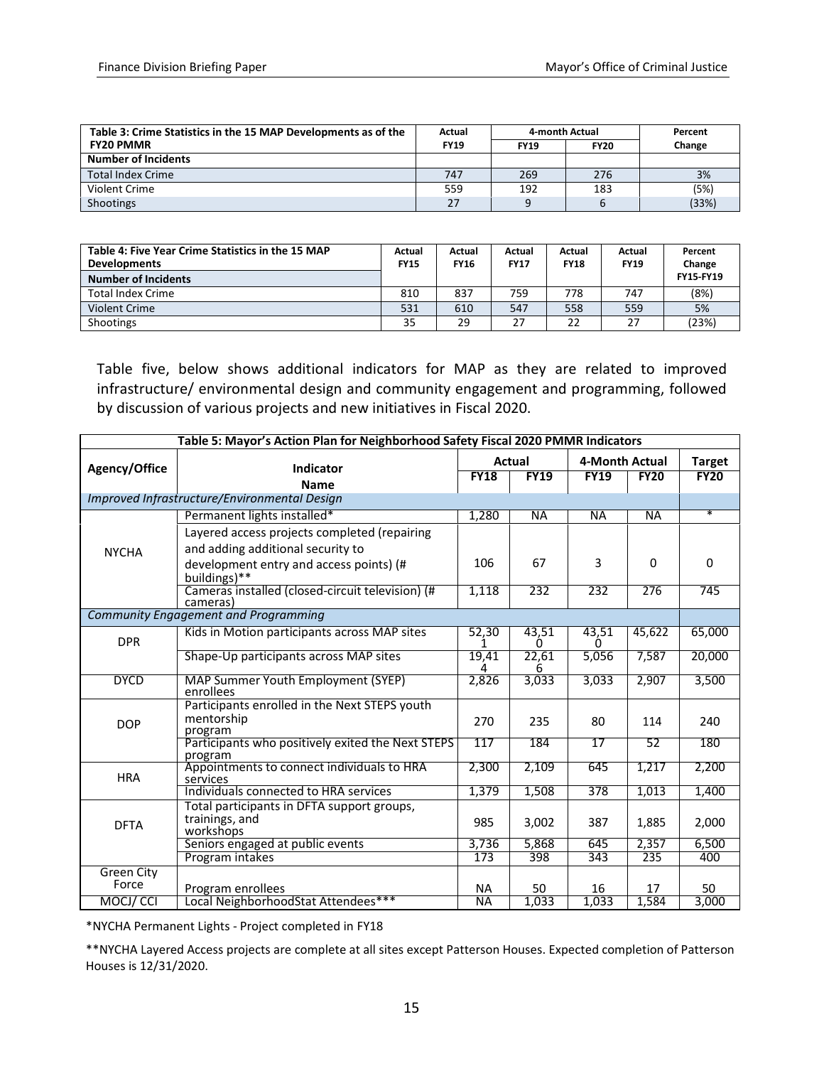| Table 3: Crime Statistics in the 15 MAP Developments as of the FY20 PMMR | Actual | 4-month Actual | | Percent |
|---|---|---|---|---|
| | FY19 | FY19 | FY20 | Change |
| **Number of Incidents** | | | | |
| Total Index Crime | 747 | 269 | 276 | 3% |
| Violent Crime | 559 | 192 | 183 | (5%) |
| Shootings | 27 | 9 | 6 | (33%) |

| Table 4: Five Year Crime Statistics in the 15 MAP Developments | Actual FY15 | Actual FY16 | Actual FY17 | Actual FY18 | Actual FY19 | Percent Change FY15-FY19 |
|---|---|---|---|---|---|---|
| **Number of Incidents** | | | | | | |
| Total Index Crime | 810 | 837 | 759 | 778 | 747 | (8%) |
| Violent Crime | 531 | 610 | 547 | 558 | 559 | 5% |
| Shootings | 35 | 29 | 27 | 22 | 27 | (23%) |

Table five, below shows additional indicators for MAP as they are related to improved infrastructure/ environmental design and community engagement and programming, followed by discussion of various projects and new initiatives in Fiscal 2020.

| Table 5: Mayor's Action Plan for Neighborhood Safety Fiscal 2020 PMMR Indicators | | | | | | |
|---|---|---|---|---|---|---|
| Agency/Office | Indicator Name | Actual | | 4-Month Actual | | Target |
| | | FY18 | FY19 | FY19 | FY20 | FY20 |
| *Improved Infrastructure/Environmental Design* | | | | | | |
| NYCHA | Permanent lights installed* | 1,280 | NA | NA | NA | * |
| | Layered access projects completed (repairing and adding additional security to development entry and access points) (# buildings)** | 106 | 67 | 3 | 0 | 0 |
| | Cameras installed (closed-circuit television) (# cameras) | 1,118 | 232 | 232 | 276 | 745 |
| *Community Engagement and Programming* | | | | | | |
| DPR | Kids in Motion participants across MAP sites | 52,301 | 43,510 | 43,510 | 45,622 | 65,000 |
| | Shape-Up participants across MAP sites | 19,414 | 22,616 | 5,056 | 7,587 | 20,000 |
| DYCD | MAP Summer Youth Employment (SYEP) enrollees | 2,826 | 3,033 | 3,033 | 2,907 | 3,500 |
| DOP | Participants enrolled in the Next STEPS youth mentorship program | 270 | 235 | 80 | 114 | 240 |
| | Participants who positively exited the Next STEPS program | 117 | 184 | 17 | 52 | 180 |
| HRA | Appointments to connect individuals to HRA services | 2,300 | 2,109 | 645 | 1,217 | 2,200 |
| | Individuals connected to HRA services | 1,379 | 1,508 | 378 | 1,013 | 1,400 |
| DFTA | Total participants in DFTA support groups, trainings, and workshops | 985 | 3,002 | 387 | 1,885 | 2,000 |
| | Seniors engaged at public events | 3,736 | 5,868 | 645 | 2,357 | 6,500 |
| | Program intakes | 173 | 398 | 343 | 235 | 400 |
| Green City Force | Program enrollees | NA | 50 | 16 | 17 | 50 |
| MOCJ/ CCI | Local NeighborhoodStat Attendees*** | NA | 1,033 | 1,033 | 1,584 | 3,000 |

*NYCHA Permanent Lights - Project completed in FY18

**NYCHA Layered Access projects are complete at all sites except Patterson Houses. Expected completion of Patterson Houses is 12/31/2020.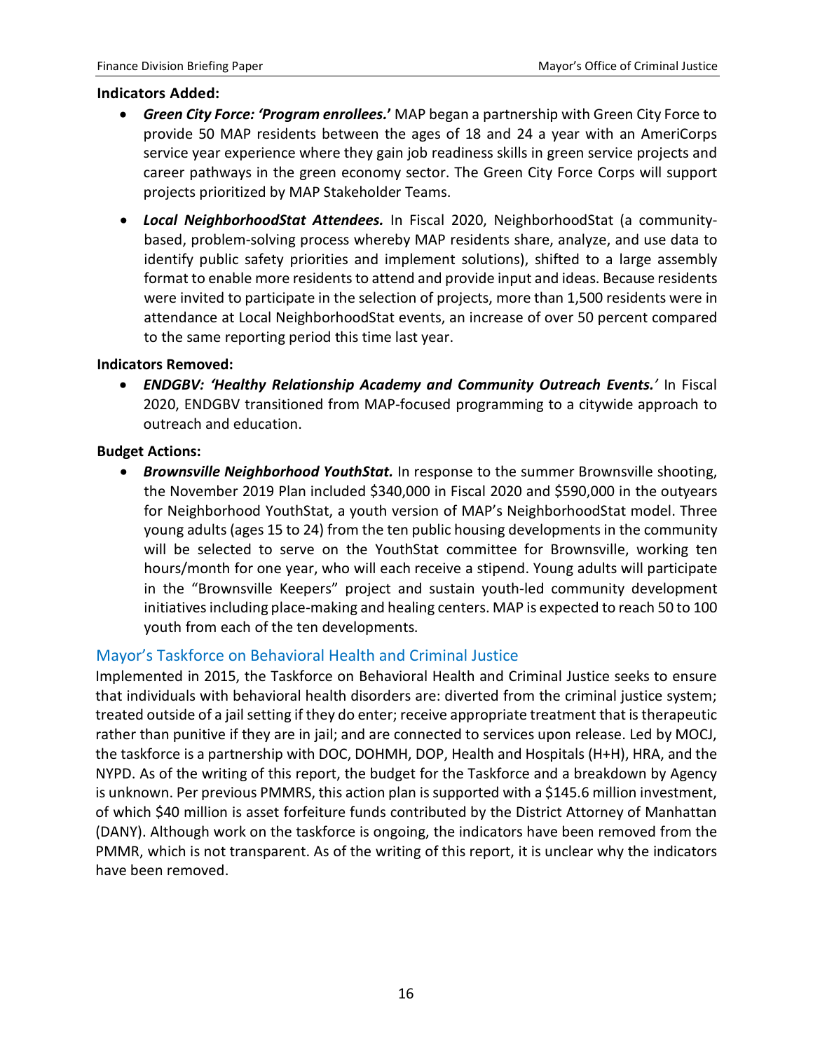**Indicators Added:**

- ***Green City Force: 'Program enrollees.'*** MAP began a partnership with Green City Force to provide 50 MAP residents between the ages of 18 and 24 a year with an AmeriCorps service year experience where they gain job readiness skills in green service projects and career pathways in the green economy sector. The Green City Force Corps will support projects prioritized by MAP Stakeholder Teams.
- ***Local NeighborhoodStat Attendees.*** In Fiscal 2020, NeighborhoodStat (a community-based, problem-solving process whereby MAP residents share, analyze, and use data to identify public safety priorities and implement solutions), shifted to a large assembly format to enable more residents to attend and provide input and ideas. Because residents were invited to participate in the selection of projects, more than 1,500 residents were in attendance at Local NeighborhoodStat events, an increase of over 50 percent compared to the same reporting period this time last year.

**Indicators Removed:**

- ***ENDGBV: 'Healthy Relationship Academy and Community Outreach Events.'*** In Fiscal 2020, ENDGBV transitioned from MAP-focused programming to a citywide approach to outreach and education.

**Budget Actions:**

- ***Brownsville Neighborhood YouthStat.*** In response to the summer Brownsville shooting, the November 2019 Plan included $340,000 in Fiscal 2020 and $590,000 in the outyears for Neighborhood YouthStat, a youth version of MAP's NeighborhoodStat model. Three young adults (ages 15 to 24) from the ten public housing developments in the community will be selected to serve on the YouthStat committee for Brownsville, working ten hours/month for one year, who will each receive a stipend. Young adults will participate in the "Brownsville Keepers" project and sustain youth-led community development initiatives including place-making and healing centers. MAP is expected to reach 50 to 100 youth from each of the ten developments.

### Mayor's Taskforce on Behavioral Health and Criminal Justice

Implemented in 2015, the Taskforce on Behavioral Health and Criminal Justice seeks to ensure that individuals with behavioral health disorders are: diverted from the criminal justice system; treated outside of a jail setting if they do enter; receive appropriate treatment that is therapeutic rather than punitive if they are in jail; and are connected to services upon release. Led by MOCJ, the taskforce is a partnership with DOC, DOHMH, DOP, Health and Hospitals (H+H), HRA, and the NYPD. As of the writing of this report, the budget for the Taskforce and a breakdown by Agency is unknown. Per previous PMMRS, this action plan is supported with a $145.6 million investment, of which $40 million is asset forfeiture funds contributed by the District Attorney of Manhattan (DANY). Although work on the taskforce is ongoing, the indicators have been removed from the PMMR, which is not transparent. As of the writing of this report, it is unclear why the indicators have been removed.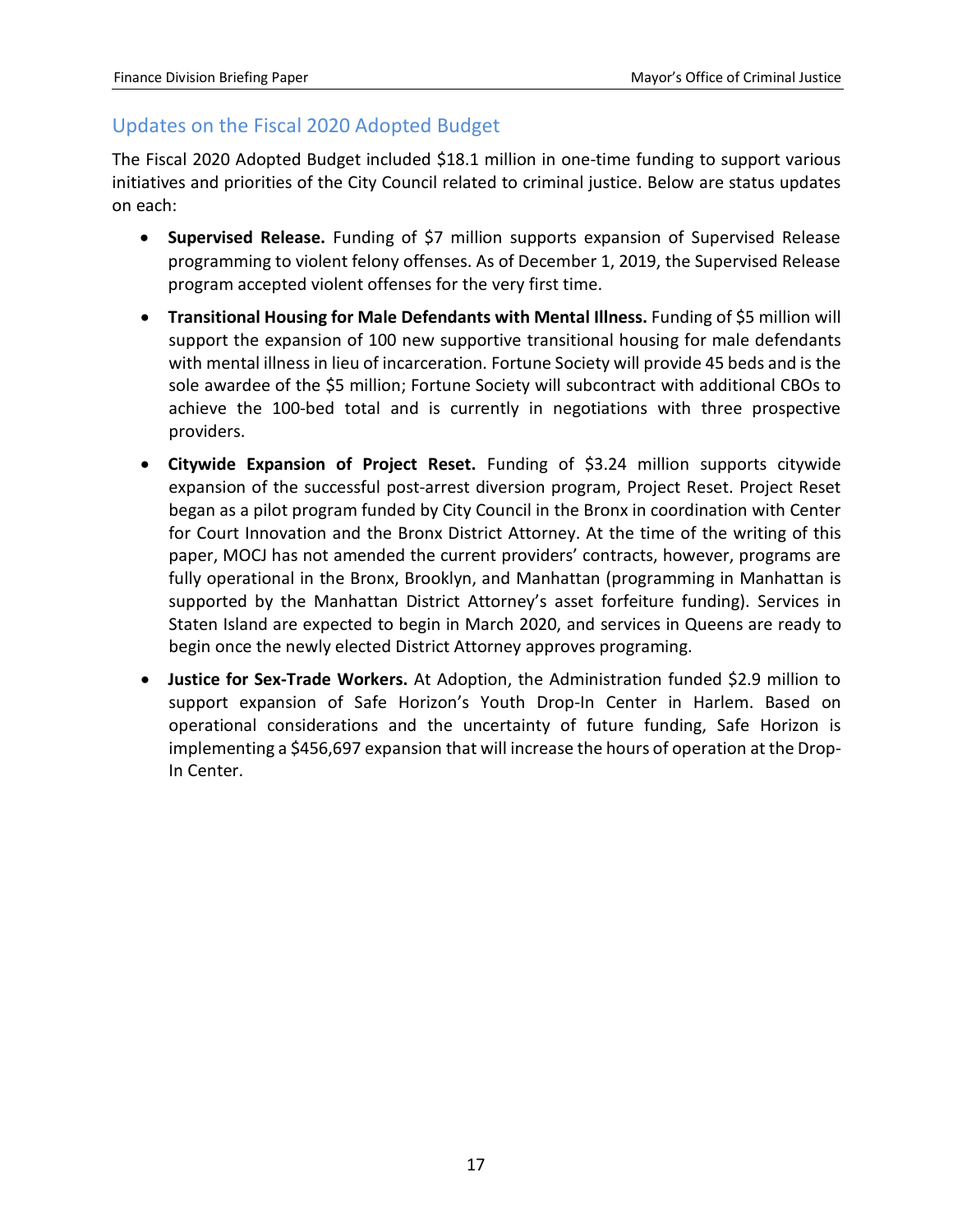## Updates on the Fiscal 2020 Adopted Budget

The Fiscal 2020 Adopted Budget included $18.1 million in one-time funding to support various initiatives and priorities of the City Council related to criminal justice. Below are status updates on each:

- **Supervised Release.** Funding of $7 million supports expansion of Supervised Release programming to violent felony offenses. As of December 1, 2019, the Supervised Release program accepted violent offenses for the very first time.
- **Transitional Housing for Male Defendants with Mental Illness.** Funding of $5 million will support the expansion of 100 new supportive transitional housing for male defendants with mental illness in lieu of incarceration. Fortune Society will provide 45 beds and is the sole awardee of the $5 million; Fortune Society will subcontract with additional CBOs to achieve the 100-bed total and is currently in negotiations with three prospective providers.
- **Citywide Expansion of Project Reset.** Funding of $3.24 million supports citywide expansion of the successful post-arrest diversion program, Project Reset. Project Reset began as a pilot program funded by City Council in the Bronx in coordination with Center for Court Innovation and the Bronx District Attorney. At the time of the writing of this paper, MOCJ has not amended the current providers' contracts, however, programs are fully operational in the Bronx, Brooklyn, and Manhattan (programming in Manhattan is supported by the Manhattan District Attorney's asset forfeiture funding). Services in Staten Island are expected to begin in March 2020, and services in Queens are ready to begin once the newly elected District Attorney approves programing.
- **Justice for Sex-Trade Workers.** At Adoption, the Administration funded $2.9 million to support expansion of Safe Horizon's Youth Drop-In Center in Harlem. Based on operational considerations and the uncertainty of future funding, Safe Horizon is implementing a $456,697 expansion that will increase the hours of operation at the Drop-In Center.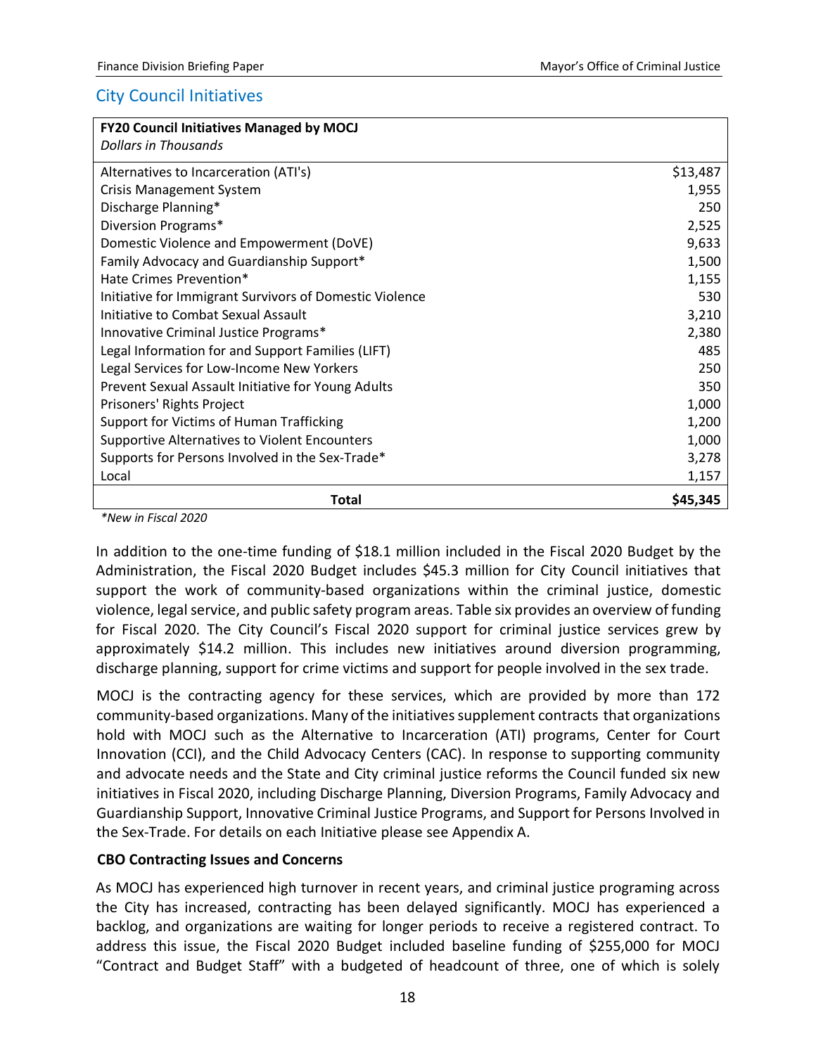## City Council Initiatives

| FY20 Council Initiatives Managed by MOCJ<br>*Dollars in Thousands* | |
|---|---|
| Alternatives to Incarceration (ATI's) | $13,487 |
| Crisis Management System | 1,955 |
| Discharge Planning* | 250 |
| Diversion Programs* | 2,525 |
| Domestic Violence and Empowerment (DoVE) | 9,633 |
| Family Advocacy and Guardianship Support* | 1,500 |
| Hate Crimes Prevention* | 1,155 |
| Initiative for Immigrant Survivors of Domestic Violence | 530 |
| Initiative to Combat Sexual Assault | 3,210 |
| Innovative Criminal Justice Programs* | 2,380 |
| Legal Information for and Support Families (LIFT) | 485 |
| Legal Services for Low-Income New Yorkers | 250 |
| Prevent Sexual Assault Initiative for Young Adults | 350 |
| Prisoners' Rights Project | 1,000 |
| Support for Victims of Human Trafficking | 1,200 |
| Supportive Alternatives to Violent Encounters | 1,000 |
| Supports for Persons Involved in the Sex-Trade* | 3,278 |
| Local | 1,157 |
| **Total** | **$45,345** |

*\*New in Fiscal 2020*

In addition to the one-time funding of $18.1 million included in the Fiscal 2020 Budget by the Administration, the Fiscal 2020 Budget includes $45.3 million for City Council initiatives that support the work of community-based organizations within the criminal justice, domestic violence, legal service, and public safety program areas. Table six provides an overview of funding for Fiscal 2020. The City Council's Fiscal 2020 support for criminal justice services grew by approximately $14.2 million. This includes new initiatives around diversion programming, discharge planning, support for crime victims and support for people involved in the sex trade.

MOCJ is the contracting agency for these services, which are provided by more than 172 community-based organizations. Many of the initiatives supplement contracts that organizations hold with MOCJ such as the Alternative to Incarceration (ATI) programs, Center for Court Innovation (CCI), and the Child Advocacy Centers (CAC). In response to supporting community and advocate needs and the State and City criminal justice reforms the Council funded six new initiatives in Fiscal 2020, including Discharge Planning, Diversion Programs, Family Advocacy and Guardianship Support, Innovative Criminal Justice Programs, and Support for Persons Involved in the Sex-Trade. For details on each Initiative please see Appendix A.

### CBO Contracting Issues and Concerns

As MOCJ has experienced high turnover in recent years, and criminal justice programing across the City has increased, contracting has been delayed significantly. MOCJ has experienced a backlog, and organizations are waiting for longer periods to receive a registered contract. To address this issue, the Fiscal 2020 Budget included baseline funding of $255,000 for MOCJ "Contract and Budget Staff" with a budgeted of headcount of three, one of which is solely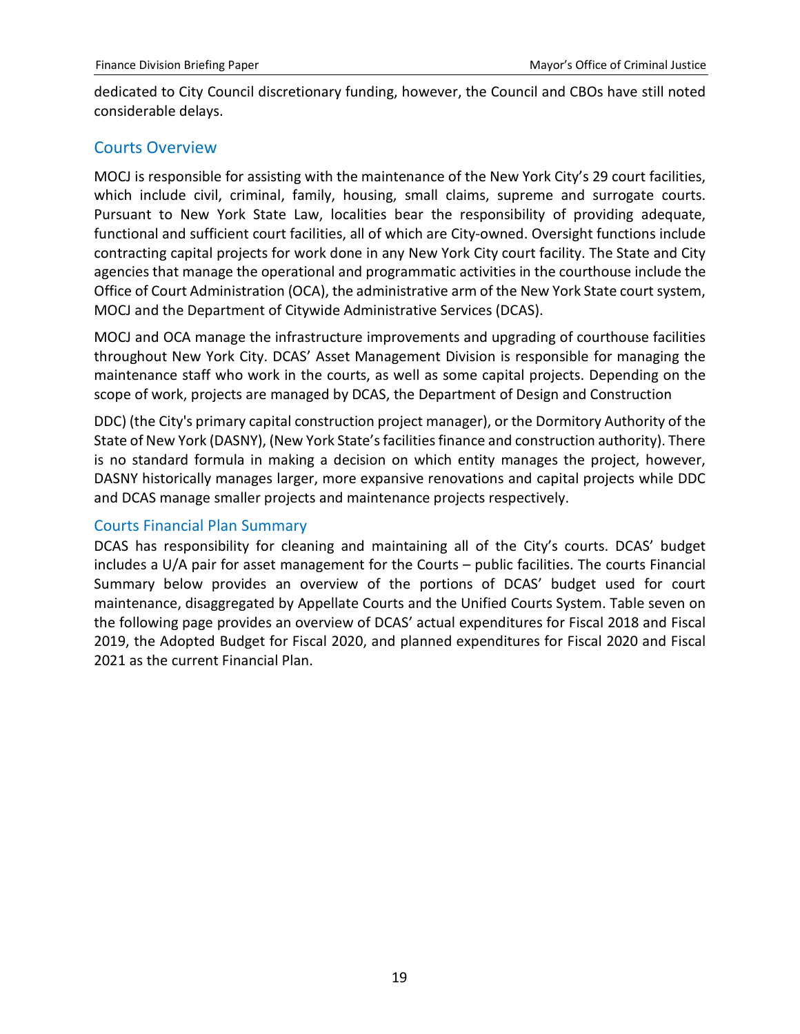dedicated to City Council discretionary funding, however, the Council and CBOs have still noted considerable delays.

## Courts Overview

MOCJ is responsible for assisting with the maintenance of the New York City's 29 court facilities, which include civil, criminal, family, housing, small claims, supreme and surrogate courts. Pursuant to New York State Law, localities bear the responsibility of providing adequate, functional and sufficient court facilities, all of which are City-owned. Oversight functions include contracting capital projects for work done in any New York City court facility. The State and City agencies that manage the operational and programmatic activities in the courthouse include the Office of Court Administration (OCA), the administrative arm of the New York State court system, MOCJ and the Department of Citywide Administrative Services (DCAS).

MOCJ and OCA manage the infrastructure improvements and upgrading of courthouse facilities throughout New York City. DCAS' Asset Management Division is responsible for managing the maintenance staff who work in the courts, as well as some capital projects. Depending on the scope of work, projects are managed by DCAS, the Department of Design and Construction

DDC) (the City's primary capital construction project manager), or the Dormitory Authority of the State of New York (DASNY), (New York State's facilities finance and construction authority). There is no standard formula in making a decision on which entity manages the project, however, DASNY historically manages larger, more expansive renovations and capital projects while DDC and DCAS manage smaller projects and maintenance projects respectively.

## Courts Financial Plan Summary

DCAS has responsibility for cleaning and maintaining all of the City's courts. DCAS' budget includes a U/A pair for asset management for the Courts – public facilities. The courts Financial Summary below provides an overview of the portions of DCAS' budget used for court maintenance, disaggregated by Appellate Courts and the Unified Courts System. Table seven on the following page provides an overview of DCAS' actual expenditures for Fiscal 2018 and Fiscal 2019, the Adopted Budget for Fiscal 2020, and planned expenditures for Fiscal 2020 and Fiscal 2021 as the current Financial Plan.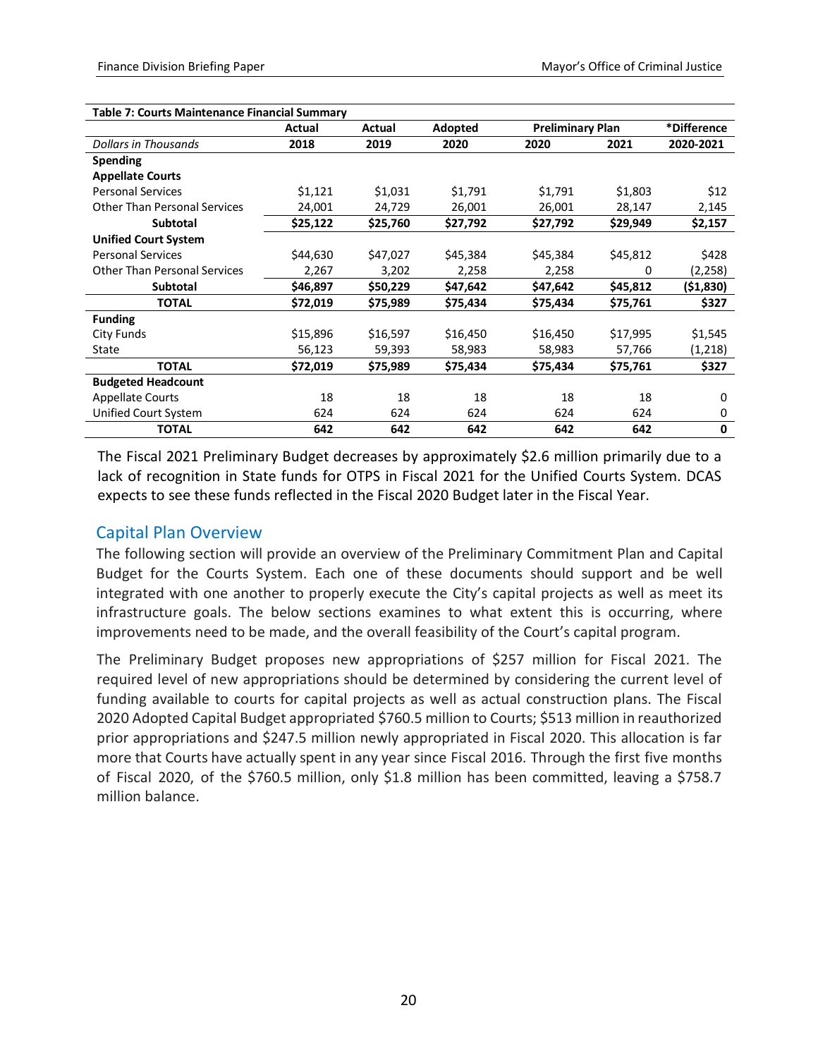| Table 7: Courts Maintenance Financial Summary | | | | | | |
|---|---|---|---|---|---|---|
| | Actual | Actual | Adopted | Preliminary Plan | | *Difference |
| *Dollars in Thousands* | **2018** | **2019** | **2020** | **2020** | **2021** | **2020-2021** |
| **Spending** | | | | | | |
| **Appellate Courts** | | | | | | |
| Personal Services | $1,121 | $1,031 | $1,791 | $1,791 | $1,803 | $12 |
| Other Than Personal Services | 24,001 | 24,729 | 26,001 | 26,001 | 28,147 | 2,145 |
| **Subtotal** | **$25,122** | **$25,760** | **$27,792** | **$27,792** | **$29,949** | **$2,157** |
| **Unified Court System** | | | | | | |
| Personal Services | $44,630 | $47,027 | $45,384 | $45,384 | $45,812 | $428 |
| Other Than Personal Services | 2,267 | 3,202 | 2,258 | 2,258 | 0 | (2,258) |
| **Subtotal** | **$46,897** | **$50,229** | **$47,642** | **$47,642** | **$45,812** | **($1,830)** |
| **TOTAL** | **$72,019** | **$75,989** | **$75,434** | **$75,434** | **$75,761** | **$327** |
| **Funding** | | | | | | |
| City Funds | $15,896 | $16,597 | $16,450 | $16,450 | $17,995 | $1,545 |
| State | 56,123 | 59,393 | 58,983 | 58,983 | 57,766 | (1,218) |
| **TOTAL** | **$72,019** | **$75,989** | **$75,434** | **$75,434** | **$75,761** | **$327** |
| **Budgeted Headcount** | | | | | | |
| Appellate Courts | 18 | 18 | 18 | 18 | 18 | 0 |
| Unified Court System | 624 | 624 | 624 | 624 | 624 | 0 |
| **TOTAL** | **642** | **642** | **642** | **642** | **642** | **0** |

The Fiscal 2021 Preliminary Budget decreases by approximately $2.6 million primarily due to a lack of recognition in State funds for OTPS in Fiscal 2021 for the Unified Courts System. DCAS expects to see these funds reflected in the Fiscal 2020 Budget later in the Fiscal Year.

## Capital Plan Overview

The following section will provide an overview of the Preliminary Commitment Plan and Capital Budget for the Courts System. Each one of these documents should support and be well integrated with one another to properly execute the City's capital projects as well as meet its infrastructure goals. The below sections examines to what extent this is occurring, where improvements need to be made, and the overall feasibility of the Court's capital program.

The Preliminary Budget proposes new appropriations of $257 million for Fiscal 2021. The required level of new appropriations should be determined by considering the current level of funding available to courts for capital projects as well as actual construction plans. The Fiscal 2020 Adopted Capital Budget appropriated $760.5 million to Courts; $513 million in reauthorized prior appropriations and $247.5 million newly appropriated in Fiscal 2020. This allocation is far more that Courts have actually spent in any year since Fiscal 2016. Through the first five months of Fiscal 2020, of the $760.5 million, only $1.8 million has been committed, leaving a $758.7 million balance.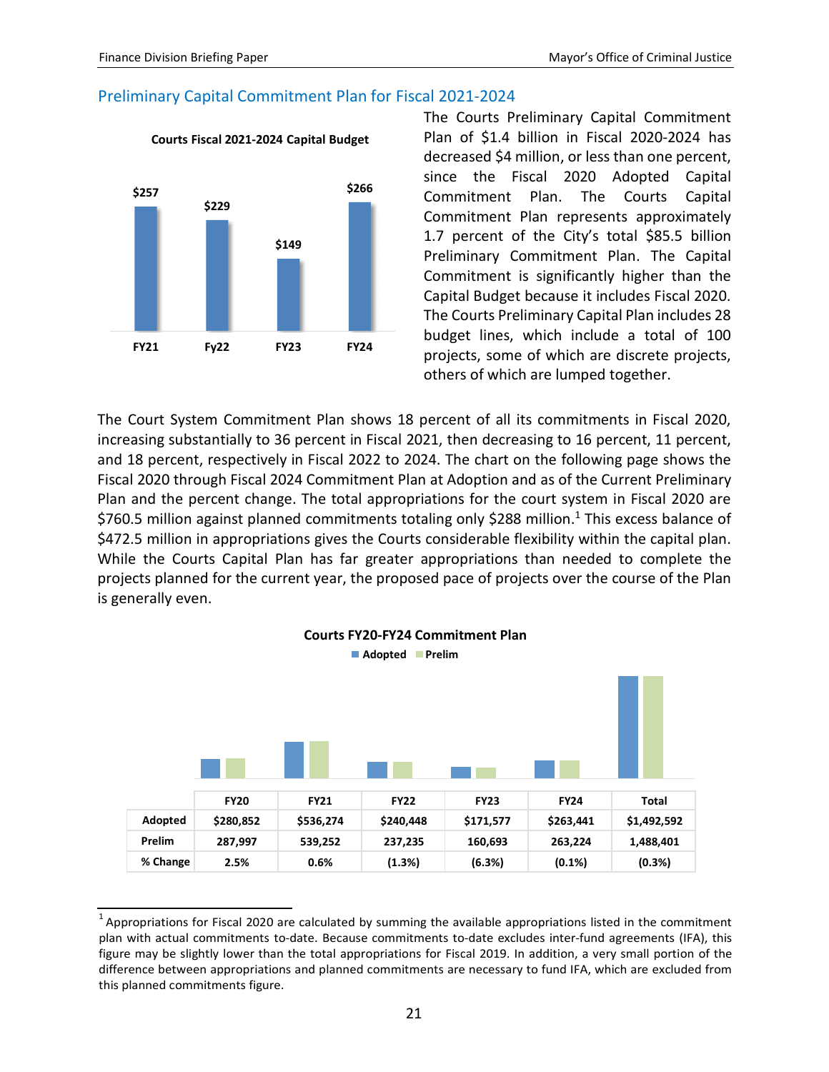## Preliminary Capital Commitment Plan for Fiscal 2021-2024

**Courts Fiscal 2021-2024 Capital Budget**

| FY21 | Fy22 | FY23 | FY24 |
|---|---|---|---|
| $257 | $229 | $149 | $266 |

The Courts Preliminary Capital Commitment Plan of $1.4 billion in Fiscal 2020-2024 has decreased $4 million, or less than one percent, since the Fiscal 2020 Adopted Capital Commitment Plan. The Courts Capital Commitment Plan represents approximately 1.7 percent of the City's total $85.5 billion Preliminary Commitment Plan. The Capital Commitment is significantly higher than the Capital Budget because it includes Fiscal 2020. The Courts Preliminary Capital Plan includes 28 budget lines, which include a total of 100 projects, some of which are discrete projects, others of which are lumped together.

The Court System Commitment Plan shows 18 percent of all its commitments in Fiscal 2020, increasing substantially to 36 percent in Fiscal 2021, then decreasing to 16 percent, 11 percent, and 18 percent, respectively in Fiscal 2022 to 2024. The chart on the following page shows the Fiscal 2020 through Fiscal 2024 Commitment Plan at Adoption and as of the Current Preliminary Plan and the percent change. The total appropriations for the court system in Fiscal 2020 are $760.5 million against planned commitments totaling only $288 million.[1] This excess balance of $472.5 million in appropriations gives the Courts considerable flexibility within the capital plan. While the Courts Capital Plan has far greater appropriations than needed to complete the projects planned for the current year, the proposed pace of projects over the course of the Plan is generally even.

**Courts FY20-FY24 Commitment Plan**

|  | FY20 | FY21 | FY22 | FY23 | FY24 | Total |
|---|---|---|---|---|---|---|
| **Adopted** | $280,852 | $536,274 | $240,448 | $171,577 | $263,441 | $1,492,592 |
| **Prelim** | 287,997 | 539,252 | 237,235 | 160,693 | 263,224 | 1,488,401 |
| **% Change** | 2.5% | 0.6% | (1.3%) | (6.3%) | (0.1%) | (0.3%) |

[1] Appropriations for Fiscal 2020 are calculated by summing the available appropriations listed in the commitment plan with actual commitments to-date. Because commitments to-date excludes inter-fund agreements (IFA), this figure may be slightly lower than the total appropriations for Fiscal 2019. In addition, a very small portion of the difference between appropriations and planned commitments are necessary to fund IFA, which are excluded from this planned commitments figure.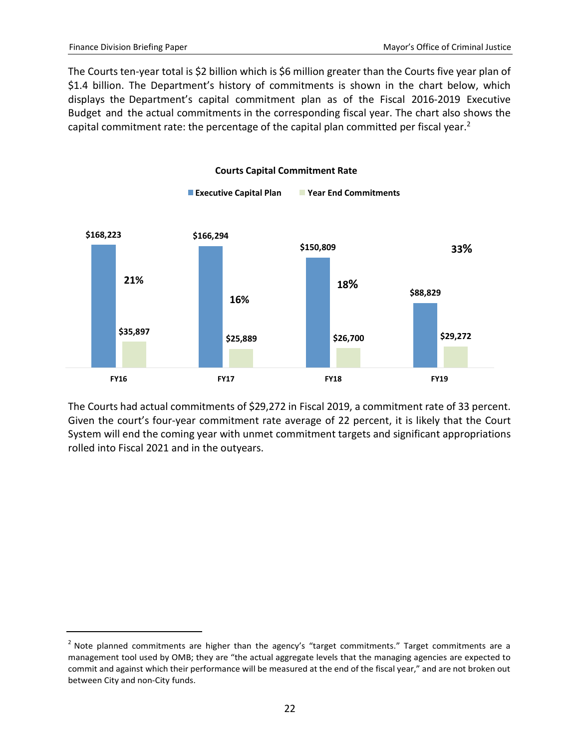The Courts ten-year total is $2 billion which is $6 million greater than the Courts five year plan of $1.4 billion. The Department's history of commitments is shown in the chart below, which displays the Department's capital commitment plan as of the Fiscal 2016-2019 Executive Budget and the actual commitments in the corresponding fiscal year. The chart also shows the capital commitment rate: the percentage of the capital plan committed per fiscal year.[2]

**Courts Capital Commitment Rate**

| | Executive Capital Plan | Year End Commitments | Commitment Rate |
|---|---|---|---|
| FY16 | $168,223 | $35,897 | 21% |
| FY17 | $166,294 | $25,889 | 16% |
| FY18 | $150,809 | $26,700 | 18% |
| FY19 | $88,829 | $29,272 | 33% |

The Courts had actual commitments of $29,272 in Fiscal 2019, a commitment rate of 33 percent. Given the court's four-year commitment rate average of 22 percent, it is likely that the Court System will end the coming year with unmet commitment targets and significant appropriations rolled into Fiscal 2021 and in the outyears.

[2] Note planned commitments are higher than the agency's "target commitments." Target commitments are a management tool used by OMB; they are "the actual aggregate levels that the managing agencies are expected to commit and against which their performance will be measured at the end of the fiscal year," and are not broken out between City and non-City funds.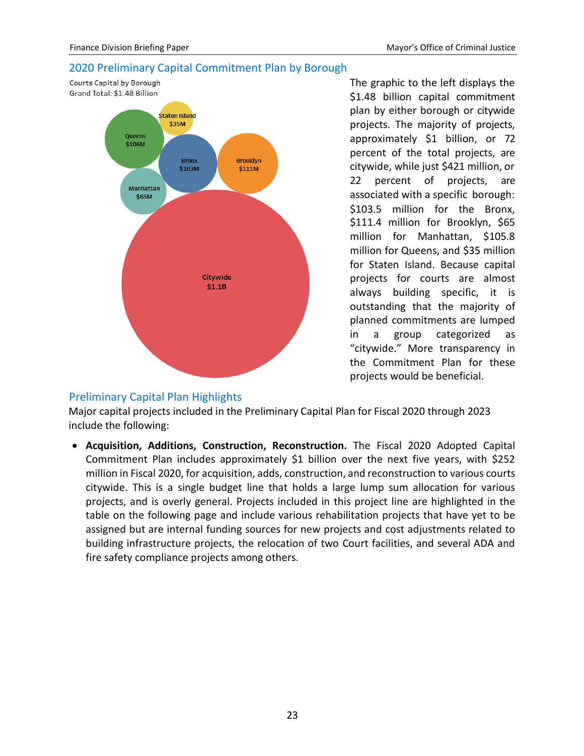## 2020 Preliminary Capital Commitment Plan by Borough

Courts Capital by Borough
Grand Total: $1.48 Billion

Staten Island $35M
Queens $106M
Bronx $103M
Brooklyn $111M
Manhattan $65M
Citywide $1.1B

The graphic to the left displays the $1.48 billion capital commitment plan by either borough or citywide projects. The majority of projects, approximately $1 billion, or 72 percent of the total projects, are citywide, while just $421 million, or 22 percent of projects, are associated with a specific borough: $103.5 million for the Bronx, $111.4 million for Brooklyn, $65 million for Manhattan, $105.8 million for Queens, and $35 million for Staten Island. Because capital projects for courts are almost always building specific, it is outstanding that the majority of planned commitments are lumped in a group categorized as "citywide." More transparency in the Commitment Plan for these projects would be beneficial.

## Preliminary Capital Plan Highlights

Major capital projects included in the Preliminary Capital Plan for Fiscal 2020 through 2023 include the following:

- **Acquisition, Additions, Construction, Reconstruction.** The Fiscal 2020 Adopted Capital Commitment Plan includes approximately $1 billion over the next five years, with $252 million in Fiscal 2020, for acquisition, adds, construction, and reconstruction to various courts citywide. This is a single budget line that holds a large lump sum allocation for various projects, and is overly general. Projects included in this project line are highlighted in the table on the following page and include various rehabilitation projects that have yet to be assigned but are internal funding sources for new projects and cost adjustments related to building infrastructure projects, the relocation of two Court facilities, and several ADA and fire safety compliance projects among others.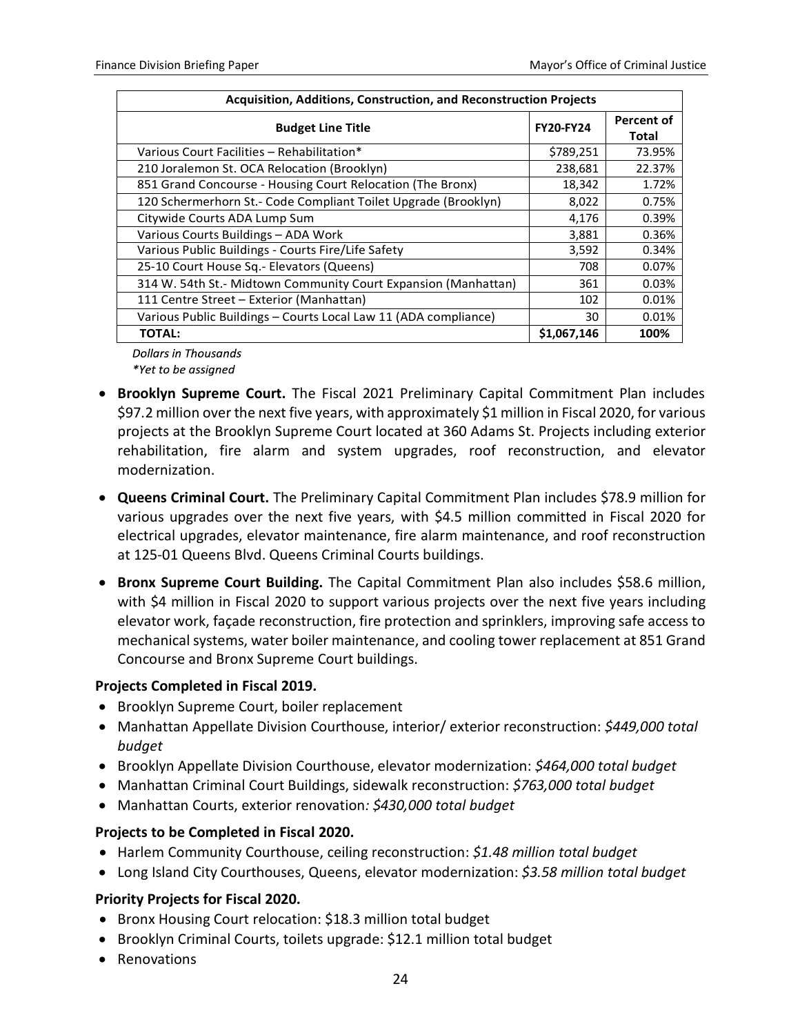| Acquisition, Additions, Construction, and Reconstruction Projects | | |
|---|---|---|
| **Budget Line Title** | **FY20-FY24** | **Percent of Total** |
| Various Court Facilities – Rehabilitation* | $789,251 | 73.95% |
| 210 Joralemon St. OCA Relocation (Brooklyn) | 238,681 | 22.37% |
| 851 Grand Concourse - Housing Court Relocation (The Bronx) | 18,342 | 1.72% |
| 120 Schermerhorn St.- Code Compliant Toilet Upgrade (Brooklyn) | 8,022 | 0.75% |
| Citywide Courts ADA Lump Sum | 4,176 | 0.39% |
| Various Courts Buildings – ADA Work | 3,881 | 0.36% |
| Various Public Buildings - Courts Fire/Life Safety | 3,592 | 0.34% |
| 25-10 Court House Sq.- Elevators (Queens) | 708 | 0.07% |
| 314 W. 54th St.- Midtown Community Court Expansion (Manhattan) | 361 | 0.03% |
| 111 Centre Street – Exterior (Manhattan) | 102 | 0.01% |
| Various Public Buildings – Courts Local Law 11 (ADA compliance) | 30 | 0.01% |
| **TOTAL:** | **$1,067,146** | **100%** |

*Dollars in Thousands*
*\*Yet to be assigned*

- **Brooklyn Supreme Court.** The Fiscal 2021 Preliminary Capital Commitment Plan includes $97.2 million over the next five years, with approximately $1 million in Fiscal 2020, for various projects at the Brooklyn Supreme Court located at 360 Adams St. Projects including exterior rehabilitation, fire alarm and system upgrades, roof reconstruction, and elevator modernization.
- **Queens Criminal Court.** The Preliminary Capital Commitment Plan includes $78.9 million for various upgrades over the next five years, with $4.5 million committed in Fiscal 2020 for electrical upgrades, elevator maintenance, fire alarm maintenance, and roof reconstruction at 125-01 Queens Blvd. Queens Criminal Courts buildings.
- **Bronx Supreme Court Building.** The Capital Commitment Plan also includes $58.6 million, with $4 million in Fiscal 2020 to support various projects over the next five years including elevator work, façade reconstruction, fire protection and sprinklers, improving safe access to mechanical systems, water boiler maintenance, and cooling tower replacement at 851 Grand Concourse and Bronx Supreme Court buildings.

**Projects Completed in Fiscal 2019.**

- Brooklyn Supreme Court, boiler replacement
- Manhattan Appellate Division Courthouse, interior/ exterior reconstruction: *$449,000 total budget*
- Brooklyn Appellate Division Courthouse, elevator modernization: *$464,000 total budget*
- Manhattan Criminal Court Buildings, sidewalk reconstruction: *$763,000 total budget*
- Manhattan Courts, exterior renovation*: $430,000 total budget*

**Projects to be Completed in Fiscal 2020.**

- Harlem Community Courthouse, ceiling reconstruction: *$1.48 million total budget*
- Long Island City Courthouses, Queens, elevator modernization: *$3.58 million total budget*

**Priority Projects for Fiscal 2020.**

- Bronx Housing Court relocation: $18.3 million total budget
- Brooklyn Criminal Courts, toilets upgrade: $12.1 million total budget
- Renovations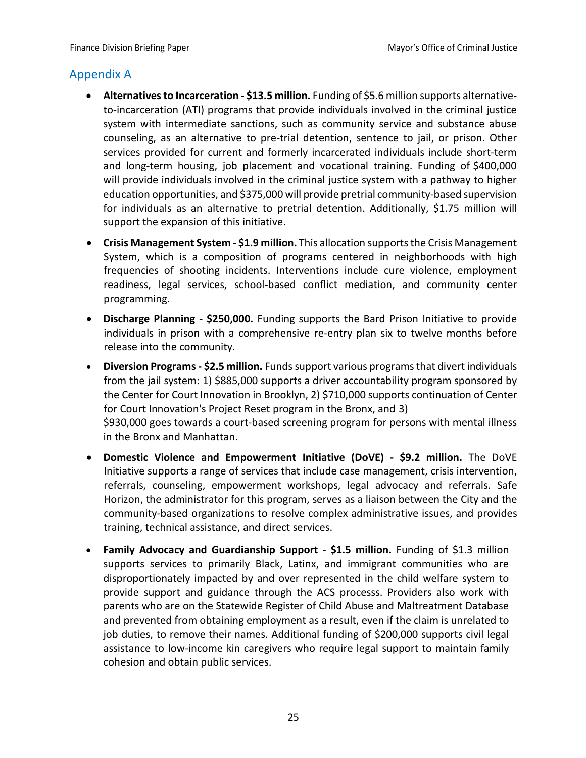## Appendix A

- **Alternatives to Incarceration - $13.5 million.** Funding of $5.6 million supports alternative-to-incarceration (ATI) programs that provide individuals involved in the criminal justice system with intermediate sanctions, such as community service and substance abuse counseling, as an alternative to pre-trial detention, sentence to jail, or prison. Other services provided for current and formerly incarcerated individuals include short-term and long-term housing, job placement and vocational training. Funding of $400,000 will provide individuals involved in the criminal justice system with a pathway to higher education opportunities, and $375,000 will provide pretrial community-based supervision for individuals as an alternative to pretrial detention. Additionally, $1.75 million will support the expansion of this initiative.
- **Crisis Management System - $1.9 million.** This allocation supports the Crisis Management System, which is a composition of programs centered in neighborhoods with high frequencies of shooting incidents. Interventions include cure violence, employment readiness, legal services, school-based conflict mediation, and community center programming.
- **Discharge Planning - $250,000.** Funding supports the Bard Prison Initiative to provide individuals in prison with a comprehensive re-entry plan six to twelve months before release into the community.
- **Diversion Programs - $2.5 million.** Funds support various programs that divert individuals from the jail system: 1) $885,000 supports a driver accountability program sponsored by the Center for Court Innovation in Brooklyn, 2) $710,000 supports continuation of Center for Court Innovation's Project Reset program in the Bronx, and 3) $930,000 goes towards a court-based screening program for persons with mental illness in the Bronx and Manhattan.
- **Domestic Violence and Empowerment Initiative (DoVE) - $9.2 million.** The DoVE Initiative supports a range of services that include case management, crisis intervention, referrals, counseling, empowerment workshops, legal advocacy and referrals. Safe Horizon, the administrator for this program, serves as a liaison between the City and the community-based organizations to resolve complex administrative issues, and provides training, technical assistance, and direct services.
- **Family Advocacy and Guardianship Support - $1.5 million.** Funding of $1.3 million supports services to primarily Black, Latinx, and immigrant communities who are disproportionately impacted by and over represented in the child welfare system to provide support and guidance through the ACS processs. Providers also work with parents who are on the Statewide Register of Child Abuse and Maltreatment Database and prevented from obtaining employment as a result, even if the claim is unrelated to job duties, to remove their names. Additional funding of $200,000 supports civil legal assistance to low-income kin caregivers who require legal support to maintain family cohesion and obtain public services.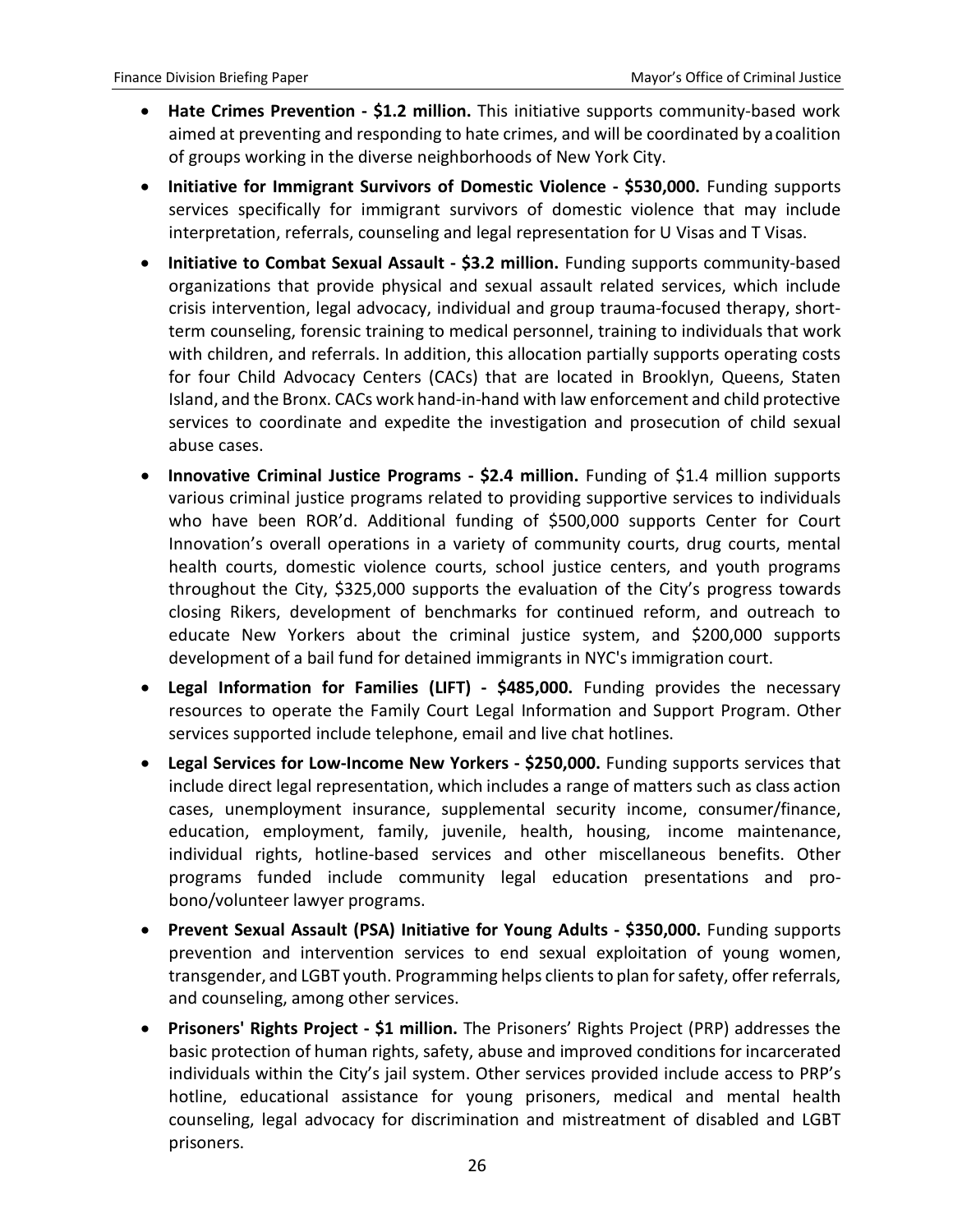- **Hate Crimes Prevention - $1.2 million.** This initiative supports community-based work aimed at preventing and responding to hate crimes, and will be coordinated by a coalition of groups working in the diverse neighborhoods of New York City.
- **Initiative for Immigrant Survivors of Domestic Violence - $530,000.** Funding supports services specifically for immigrant survivors of domestic violence that may include interpretation, referrals, counseling and legal representation for U Visas and T Visas.
- **Initiative to Combat Sexual Assault - $3.2 million.** Funding supports community-based organizations that provide physical and sexual assault related services, which include crisis intervention, legal advocacy, individual and group trauma-focused therapy, short-term counseling, forensic training to medical personnel, training to individuals that work with children, and referrals. In addition, this allocation partially supports operating costs for four Child Advocacy Centers (CACs) that are located in Brooklyn, Queens, Staten Island, and the Bronx. CACs work hand-in-hand with law enforcement and child protective services to coordinate and expedite the investigation and prosecution of child sexual abuse cases.
- **Innovative Criminal Justice Programs - $2.4 million.** Funding of $1.4 million supports various criminal justice programs related to providing supportive services to individuals who have been ROR'd. Additional funding of $500,000 supports Center for Court Innovation's overall operations in a variety of community courts, drug courts, mental health courts, domestic violence courts, school justice centers, and youth programs throughout the City, $325,000 supports the evaluation of the City's progress towards closing Rikers, development of benchmarks for continued reform, and outreach to educate New Yorkers about the criminal justice system, and $200,000 supports development of a bail fund for detained immigrants in NYC's immigration court.
- **Legal Information for Families (LIFT) - $485,000.** Funding provides the necessary resources to operate the Family Court Legal Information and Support Program. Other services supported include telephone, email and live chat hotlines.
- **Legal Services for Low-Income New Yorkers - $250,000.** Funding supports services that include direct legal representation, which includes a range of matters such as class action cases, unemployment insurance, supplemental security income, consumer/finance, education, employment, family, juvenile, health, housing, income maintenance, individual rights, hotline-based services and other miscellaneous benefits. Other programs funded include community legal education presentations and pro-bono/volunteer lawyer programs.
- **Prevent Sexual Assault (PSA) Initiative for Young Adults - $350,000.** Funding supports prevention and intervention services to end sexual exploitation of young women, transgender, and LGBT youth. Programming helps clients to plan for safety, offer referrals, and counseling, among other services.
- **Prisoners' Rights Project - $1 million.** The Prisoners' Rights Project (PRP) addresses the basic protection of human rights, safety, abuse and improved conditions for incarcerated individuals within the City's jail system. Other services provided include access to PRP's hotline, educational assistance for young prisoners, medical and mental health counseling, legal advocacy for discrimination and mistreatment of disabled and LGBT prisoners.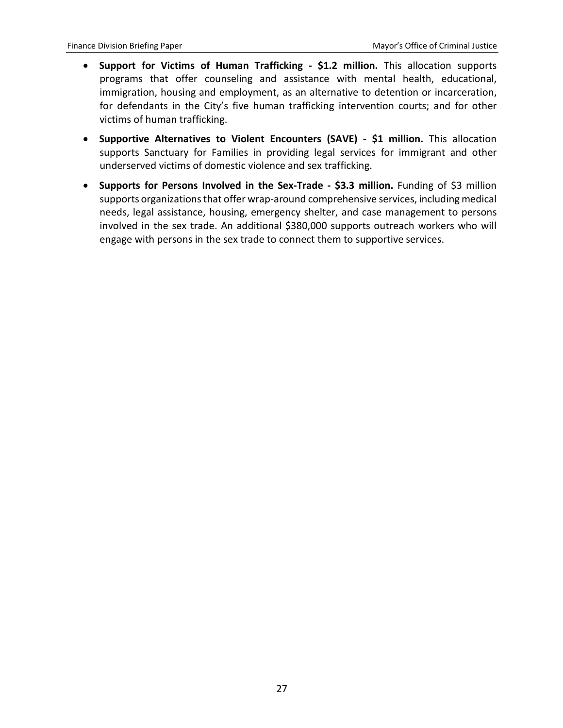- **Support for Victims of Human Trafficking - $1.2 million.** This allocation supports programs that offer counseling and assistance with mental health, educational, immigration, housing and employment, as an alternative to detention or incarceration, for defendants in the City's five human trafficking intervention courts; and for other victims of human trafficking.
- **Supportive Alternatives to Violent Encounters (SAVE) - $1 million.** This allocation supports Sanctuary for Families in providing legal services for immigrant and other underserved victims of domestic violence and sex trafficking.
- **Supports for Persons Involved in the Sex-Trade - $3.3 million.** Funding of $3 million supports organizations that offer wrap-around comprehensive services, including medical needs, legal assistance, housing, emergency shelter, and case management to persons involved in the sex trade. An additional $380,000 supports outreach workers who will engage with persons in the sex trade to connect them to supportive services.